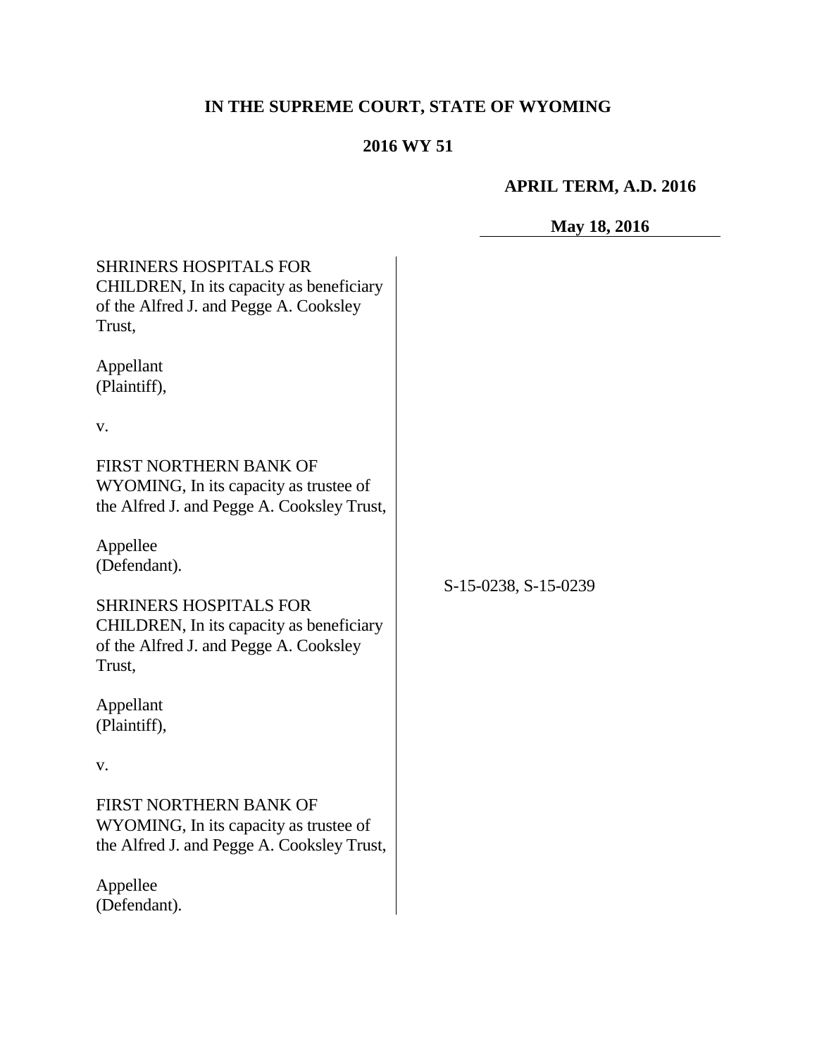**IN THE SUPREME COURT, STATE OF WYOMING**

**2016 WY 51**

**APRIL TERM, A.D. 2016**

**May 18, 2016**

SHRINERS HOSPITALS FOR CHILDREN, In its capacity as beneficiary of the Alfred J. and Pegge A. Cooksley Trust,

Appellant
(Plaintiff),

v.

FIRST NORTHERN BANK OF WYOMING, In its capacity as trustee of the Alfred J. and Pegge A. Cooksley Trust,

Appellee
(Defendant).

S-15-0238, S-15-0239

SHRINERS HOSPITALS FOR CHILDREN, In its capacity as beneficiary of the Alfred J. and Pegge A. Cooksley Trust,

Appellant
(Plaintiff),

v.

FIRST NORTHERN BANK OF WYOMING, In its capacity as trustee of the Alfred J. and Pegge A. Cooksley Trust,

Appellee
(Defendant).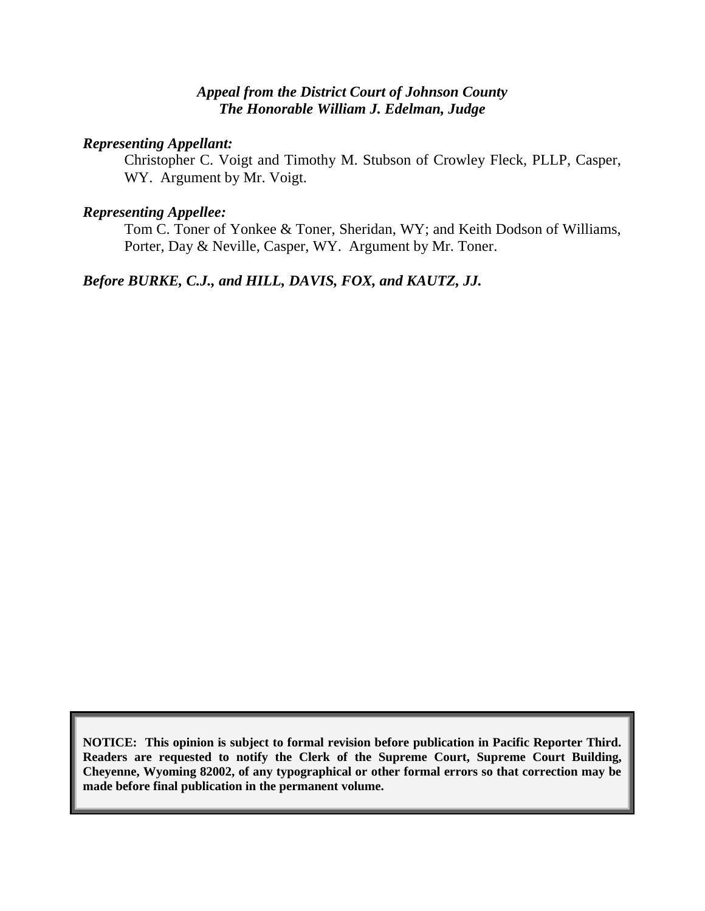***Appeal from the District Court of Johnson County***
***The Honorable William J. Edelman, Judge***

***Representing Appellant:***

Christopher C. Voigt and Timothy M. Stubson of Crowley Fleck, PLLP, Casper, WY. Argument by Mr. Voigt.

***Representing Appellee:***

Tom C. Toner of Yonkee & Toner, Sheridan, WY; and Keith Dodson of Williams, Porter, Day & Neville, Casper, WY. Argument by Mr. Toner.

***Before BURKE, C.J., and HILL, DAVIS, FOX, and KAUTZ, JJ.***

**NOTICE: This opinion is subject to formal revision before publication in Pacific Reporter Third. Readers are requested to notify the Clerk of the Supreme Court, Supreme Court Building, Cheyenne, Wyoming 82002, of any typographical or other formal errors so that correction may be made before final publication in the permanent volume.**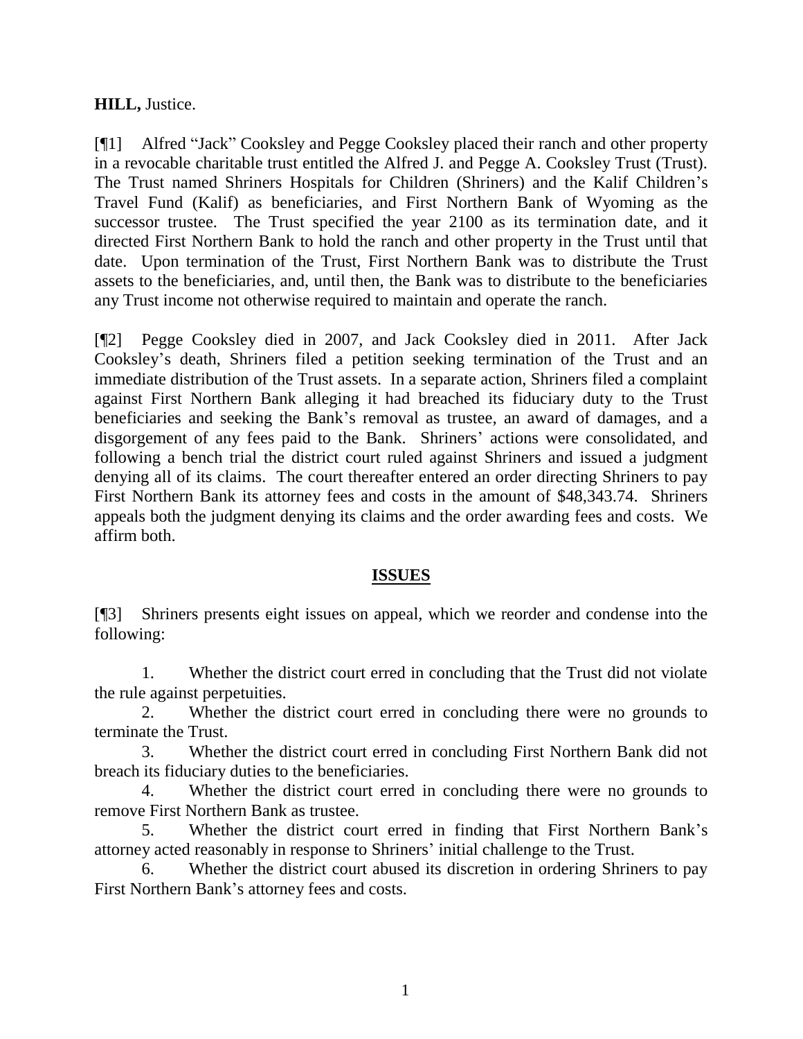**HILL,** Justice.

[¶1] Alfred "Jack" Cooksley and Pegge Cooksley placed their ranch and other property in a revocable charitable trust entitled the Alfred J. and Pegge A. Cooksley Trust (Trust). The Trust named Shriners Hospitals for Children (Shriners) and the Kalif Children's Travel Fund (Kalif) as beneficiaries, and First Northern Bank of Wyoming as the successor trustee. The Trust specified the year 2100 as its termination date, and it directed First Northern Bank to hold the ranch and other property in the Trust until that date. Upon termination of the Trust, First Northern Bank was to distribute the Trust assets to the beneficiaries, and, until then, the Bank was to distribute to the beneficiaries any Trust income not otherwise required to maintain and operate the ranch.

[¶2] Pegge Cooksley died in 2007, and Jack Cooksley died in 2011. After Jack Cooksley's death, Shriners filed a petition seeking termination of the Trust and an immediate distribution of the Trust assets. In a separate action, Shriners filed a complaint against First Northern Bank alleging it had breached its fiduciary duty to the Trust beneficiaries and seeking the Bank's removal as trustee, an award of damages, and a disgorgement of any fees paid to the Bank. Shriners' actions were consolidated, and following a bench trial the district court ruled against Shriners and issued a judgment denying all of its claims. The court thereafter entered an order directing Shriners to pay First Northern Bank its attorney fees and costs in the amount of $48,343.74. Shriners appeals both the judgment denying its claims and the order awarding fees and costs. We affirm both.

## ISSUES

[¶3] Shriners presents eight issues on appeal, which we reorder and condense into the following:

1. Whether the district court erred in concluding that the Trust did not violate the rule against perpetuities.
2. Whether the district court erred in concluding there were no grounds to terminate the Trust.
3. Whether the district court erred in concluding First Northern Bank did not breach its fiduciary duties to the beneficiaries.
4. Whether the district court erred in concluding there were no grounds to remove First Northern Bank as trustee.
5. Whether the district court erred in finding that First Northern Bank's attorney acted reasonably in response to Shriners' initial challenge to the Trust.
6. Whether the district court abused its discretion in ordering Shriners to pay First Northern Bank's attorney fees and costs.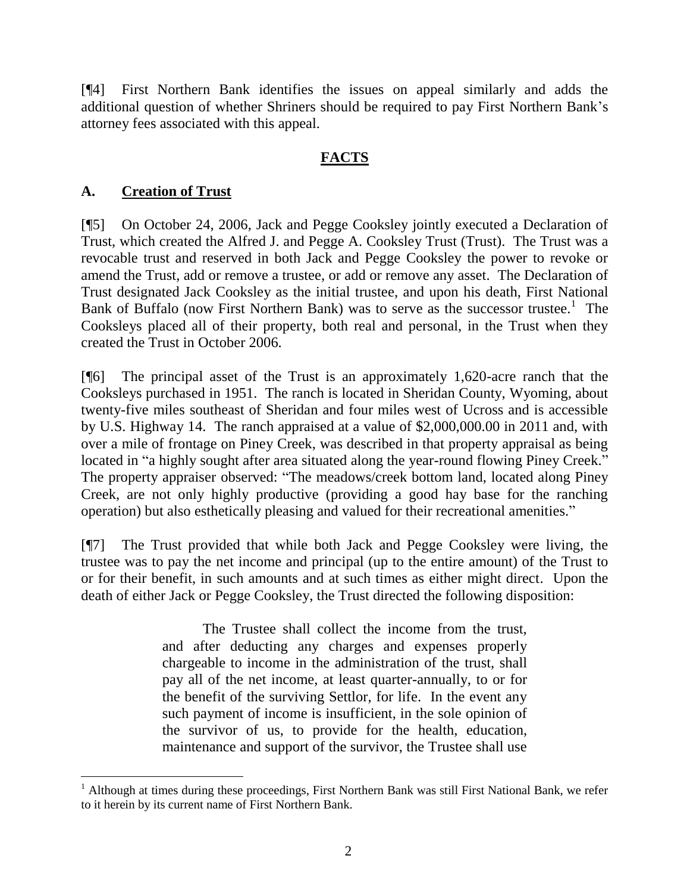[¶4] First Northern Bank identifies the issues on appeal similarly and adds the additional question of whether Shriners should be required to pay First Northern Bank's attorney fees associated with this appeal.

## FACTS

### A. Creation of Trust

[¶5] On October 24, 2006, Jack and Pegge Cooksley jointly executed a Declaration of Trust, which created the Alfred J. and Pegge A. Cooksley Trust (Trust). The Trust was a revocable trust and reserved in both Jack and Pegge Cooksley the power to revoke or amend the Trust, add or remove a trustee, or add or remove any asset. The Declaration of Trust designated Jack Cooksley as the initial trustee, and upon his death, First National Bank of Buffalo (now First Northern Bank) was to serve as the successor trustee.[1] The Cooksleys placed all of their property, both real and personal, in the Trust when they created the Trust in October 2006.

[¶6] The principal asset of the Trust is an approximately 1,620-acre ranch that the Cooksleys purchased in 1951. The ranch is located in Sheridan County, Wyoming, about twenty-five miles southeast of Sheridan and four miles west of Ucross and is accessible by U.S. Highway 14. The ranch appraised at a value of $2,000,000.00 in 2011 and, with over a mile of frontage on Piney Creek, was described in that property appraisal as being located in "a highly sought after area situated along the year-round flowing Piney Creek." The property appraiser observed: "The meadows/creek bottom land, located along Piney Creek, are not only highly productive (providing a good hay base for the ranching operation) but also esthetically pleasing and valued for their recreational amenities."

[¶7] The Trust provided that while both Jack and Pegge Cooksley were living, the trustee was to pay the net income and principal (up to the entire amount) of the Trust to or for their benefit, in such amounts and at such times as either might direct. Upon the death of either Jack or Pegge Cooksley, the Trust directed the following disposition:

> The Trustee shall collect the income from the trust, and after deducting any charges and expenses properly chargeable to income in the administration of the trust, shall pay all of the net income, at least quarter-annually, to or for the benefit of the surviving Settlor, for life. In the event any such payment of income is insufficient, in the sole opinion of the survivor of us, to provide for the health, education, maintenance and support of the survivor, the Trustee shall use

[1] Although at times during these proceedings, First Northern Bank was still First National Bank, we refer to it herein by its current name of First Northern Bank.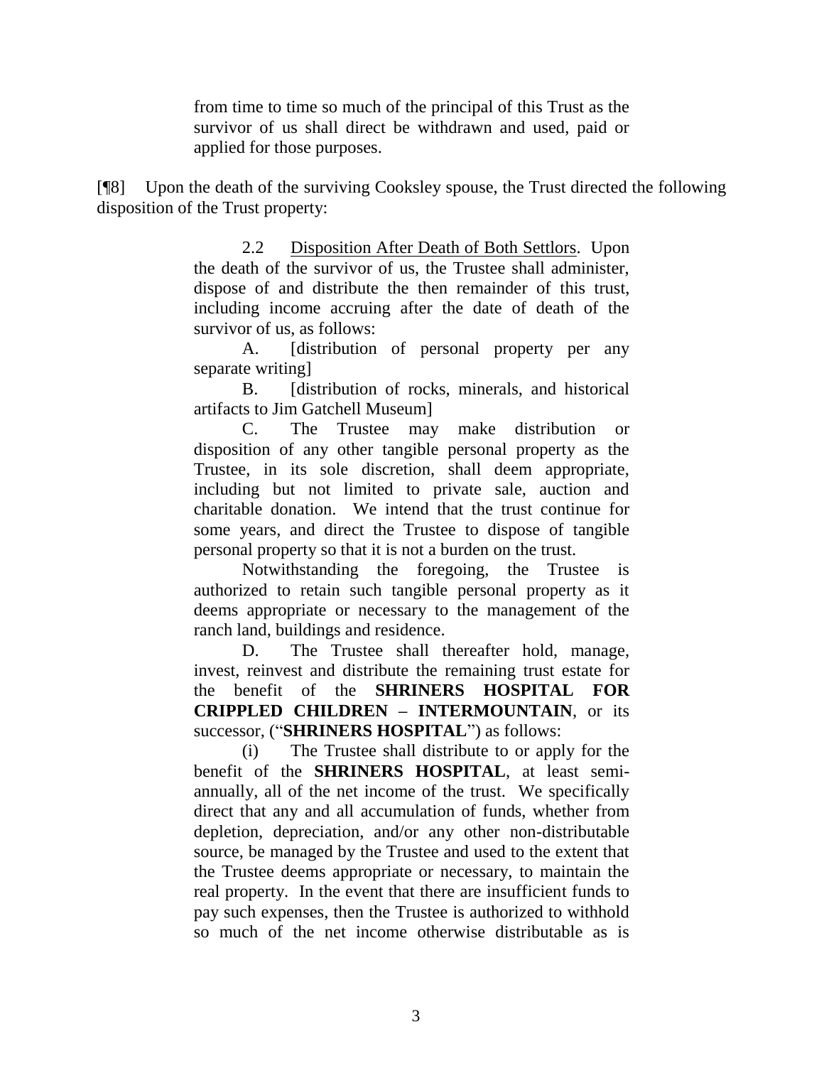> from time to time so much of the principal of this Trust as the survivor of us shall direct be withdrawn and used, paid or applied for those purposes.

[¶8] Upon the death of the surviving Cooksley spouse, the Trust directed the following disposition of the Trust property:

> 2.2 Disposition After Death of Both Settlors. Upon the death of the survivor of us, the Trustee shall administer, dispose of and distribute the then remainder of this trust, including income accruing after the date of death of the survivor of us, as follows:
>
> A. [distribution of personal property per any separate writing]
>
> B. [distribution of rocks, minerals, and historical artifacts to Jim Gatchell Museum]
>
> C. The Trustee may make distribution or disposition of any other tangible personal property as the Trustee, in its sole discretion, shall deem appropriate, including but not limited to private sale, auction and charitable donation. We intend that the trust continue for some years, and direct the Trustee to dispose of tangible personal property so that it is not a burden on the trust.
>
> Notwithstanding the foregoing, the Trustee is authorized to retain such tangible personal property as it deems appropriate or necessary to the management of the ranch land, buildings and residence.
>
> D. The Trustee shall thereafter hold, manage, invest, reinvest and distribute the remaining trust estate for the benefit of the **SHRINERS HOSPITAL FOR CRIPPLED CHILDREN – INTERMOUNTAIN**, or its successor, ("**SHRINERS HOSPITAL**") as follows:
>
> (i) The Trustee shall distribute to or apply for the benefit of the **SHRINERS HOSPITAL**, at least semi-annually, all of the net income of the trust. We specifically direct that any and all accumulation of funds, whether from depletion, depreciation, and/or any other non-distributable source, be managed by the Trustee and used to the extent that the Trustee deems appropriate or necessary, to maintain the real property. In the event that there are insufficient funds to pay such expenses, then the Trustee is authorized to withhold so much of the net income otherwise distributable as is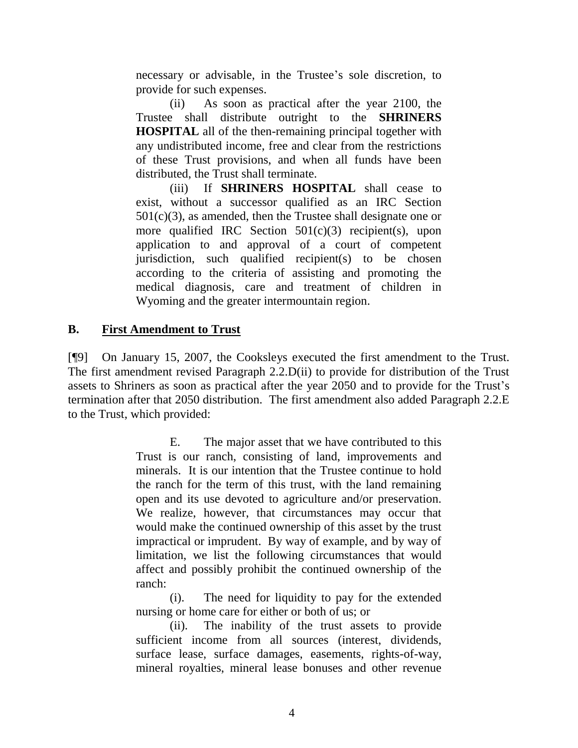necessary or advisable, in the Trustee's sole discretion, to provide for such expenses.

(ii) As soon as practical after the year 2100, the Trustee shall distribute outright to the **SHRINERS HOSPITAL** all of the then-remaining principal together with any undistributed income, free and clear from the restrictions of these Trust provisions, and when all funds have been distributed, the Trust shall terminate.

(iii) If **SHRINERS HOSPITAL** shall cease to exist, without a successor qualified as an IRC Section 501(c)(3), as amended, then the Trustee shall designate one or more qualified IRC Section 501(c)(3) recipient(s), upon application to and approval of a court of competent jurisdiction, such qualified recipient(s) to be chosen according to the criteria of assisting and promoting the medical diagnosis, care and treatment of children in Wyoming and the greater intermountain region.

## B. First Amendment to Trust

[¶9] On January 15, 2007, the Cooksleys executed the first amendment to the Trust. The first amendment revised Paragraph 2.2.D(ii) to provide for distribution of the Trust assets to Shriners as soon as practical after the year 2050 and to provide for the Trust's termination after that 2050 distribution. The first amendment also added Paragraph 2.2.E to the Trust, which provided:

> E. The major asset that we have contributed to this Trust is our ranch, consisting of land, improvements and minerals. It is our intention that the Trustee continue to hold the ranch for the term of this trust, with the land remaining open and its use devoted to agriculture and/or preservation. We realize, however, that circumstances may occur that would make the continued ownership of this asset by the trust impractical or imprudent. By way of example, and by way of limitation, we list the following circumstances that would affect and possibly prohibit the continued ownership of the ranch:
>
> (i). The need for liquidity to pay for the extended nursing or home care for either or both of us; or
>
> (ii). The inability of the trust assets to provide sufficient income from all sources (interest, dividends, surface lease, surface damages, easements, rights-of-way, mineral royalties, mineral lease bonuses and other revenue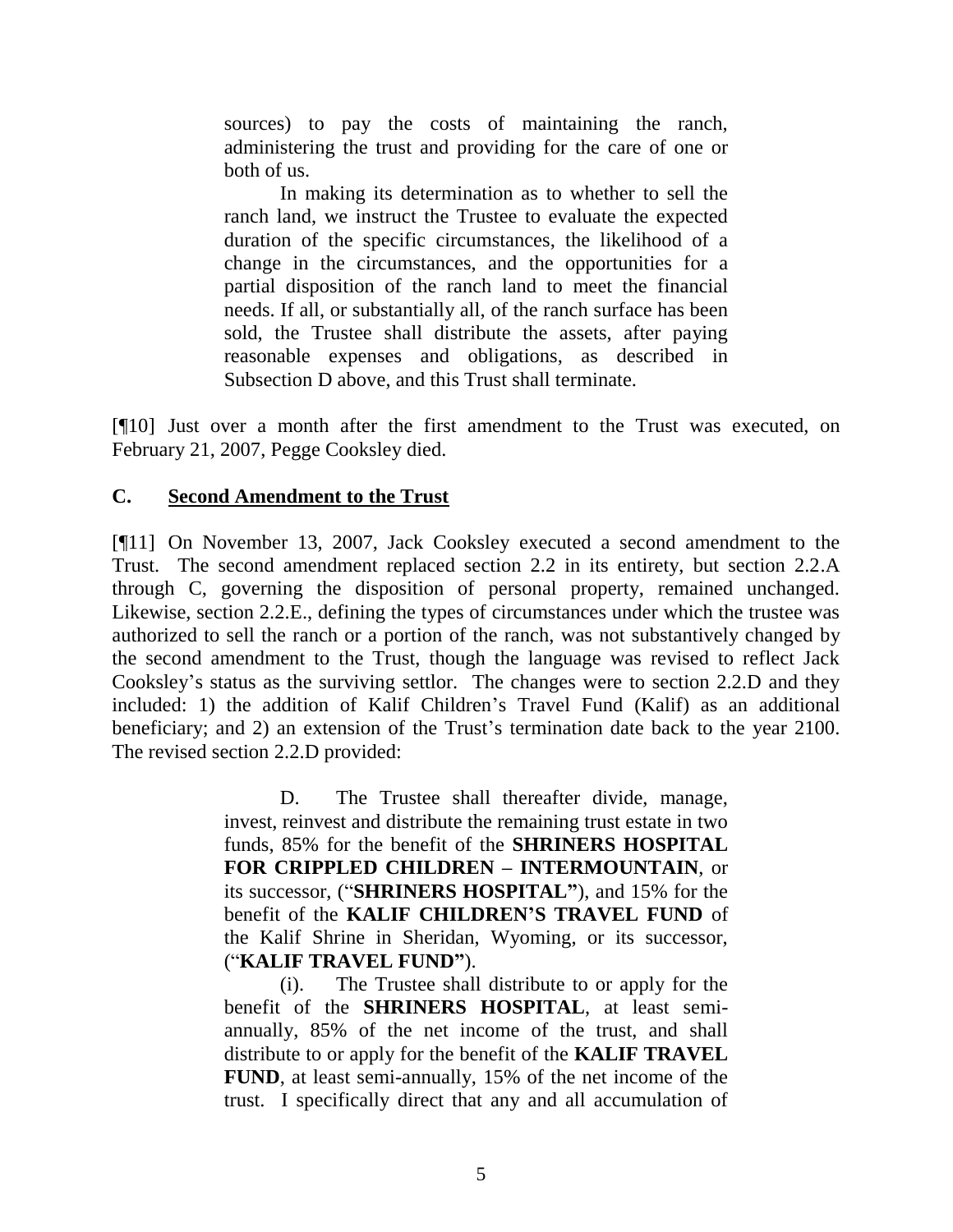> sources) to pay the costs of maintaining the ranch, administering the trust and providing for the care of one or both of us.
>
> In making its determination as to whether to sell the ranch land, we instruct the Trustee to evaluate the expected duration of the specific circumstances, the likelihood of a change in the circumstances, and the opportunities for a partial disposition of the ranch land to meet the financial needs. If all, or substantially all, of the ranch surface has been sold, the Trustee shall distribute the assets, after paying reasonable expenses and obligations, as described in Subsection D above, and this Trust shall terminate.

[¶10] Just over a month after the first amendment to the Trust was executed, on February 21, 2007, Pegge Cooksley died.

## C. Second Amendment to the Trust

[¶11] On November 13, 2007, Jack Cooksley executed a second amendment to the Trust. The second amendment replaced section 2.2 in its entirety, but section 2.2.A through C, governing the disposition of personal property, remained unchanged. Likewise, section 2.2.E., defining the types of circumstances under which the trustee was authorized to sell the ranch or a portion of the ranch, was not substantively changed by the second amendment to the Trust, though the language was revised to reflect Jack Cooksley's status as the surviving settlor. The changes were to section 2.2.D and they included: 1) the addition of Kalif Children's Travel Fund (Kalif) as an additional beneficiary; and 2) an extension of the Trust's termination date back to the year 2100. The revised section 2.2.D provided:

> D. The Trustee shall thereafter divide, manage, invest, reinvest and distribute the remaining trust estate in two funds, 85% for the benefit of the **SHRINERS HOSPITAL FOR CRIPPLED CHILDREN – INTERMOUNTAIN**, or its successor, ("**SHRINERS HOSPITAL"**), and 15% for the benefit of the **KALIF CHILDREN'S TRAVEL FUND** of the Kalif Shrine in Sheridan, Wyoming, or its successor, ("**KALIF TRAVEL FUND"**).
>
> (i). The Trustee shall distribute to or apply for the benefit of the **SHRINERS HOSPITAL**, at least semi-annually, 85% of the net income of the trust, and shall distribute to or apply for the benefit of the **KALIF TRAVEL FUND**, at least semi-annually, 15% of the net income of the trust. I specifically direct that any and all accumulation of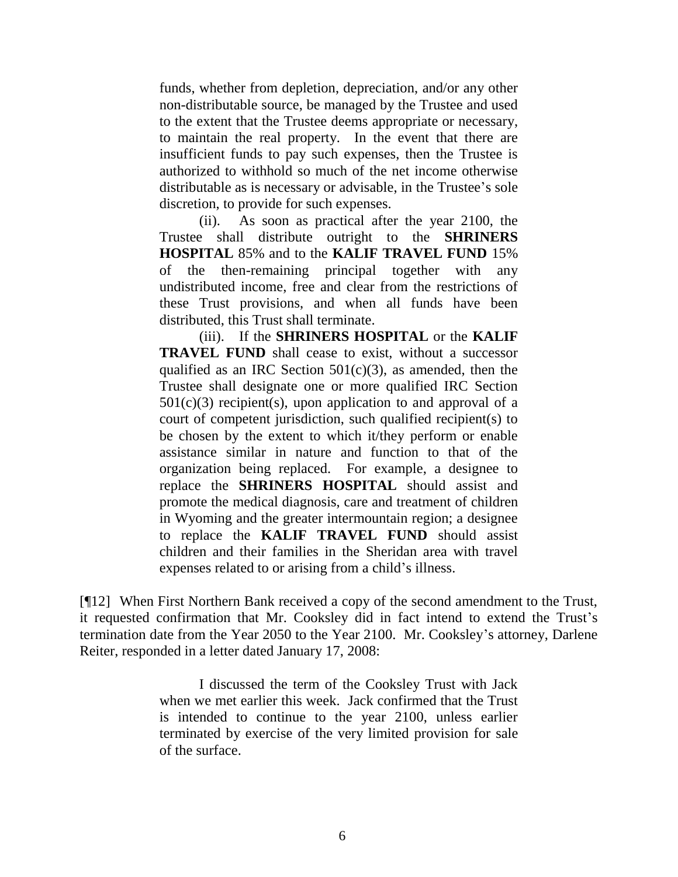> funds, whether from depletion, depreciation, and/or any other non-distributable source, be managed by the Trustee and used to the extent that the Trustee deems appropriate or necessary, to maintain the real property. In the event that there are insufficient funds to pay such expenses, then the Trustee is authorized to withhold so much of the net income otherwise distributable as is necessary or advisable, in the Trustee's sole discretion, to provide for such expenses.
>
> (ii). As soon as practical after the year 2100, the Trustee shall distribute outright to the **SHRINERS HOSPITAL** 85% and to the **KALIF TRAVEL FUND** 15% of the then-remaining principal together with any undistributed income, free and clear from the restrictions of these Trust provisions, and when all funds have been distributed, this Trust shall terminate.
>
> (iii). If the **SHRINERS HOSPITAL** or the **KALIF TRAVEL FUND** shall cease to exist, without a successor qualified as an IRC Section 501(c)(3), as amended, then the Trustee shall designate one or more qualified IRC Section 501(c)(3) recipient(s), upon application to and approval of a court of competent jurisdiction, such qualified recipient(s) to be chosen by the extent to which it/they perform or enable assistance similar in nature and function to that of the organization being replaced. For example, a designee to replace the **SHRINERS HOSPITAL** should assist and promote the medical diagnosis, care and treatment of children in Wyoming and the greater intermountain region; a designee to replace the **KALIF TRAVEL FUND** should assist children and their families in the Sheridan area with travel expenses related to or arising from a child's illness.

[¶12] When First Northern Bank received a copy of the second amendment to the Trust, it requested confirmation that Mr. Cooksley did in fact intend to extend the Trust's termination date from the Year 2050 to the Year 2100. Mr. Cooksley's attorney, Darlene Reiter, responded in a letter dated January 17, 2008:

> I discussed the term of the Cooksley Trust with Jack when we met earlier this week. Jack confirmed that the Trust is intended to continue to the year 2100, unless earlier terminated by exercise of the very limited provision for sale of the surface.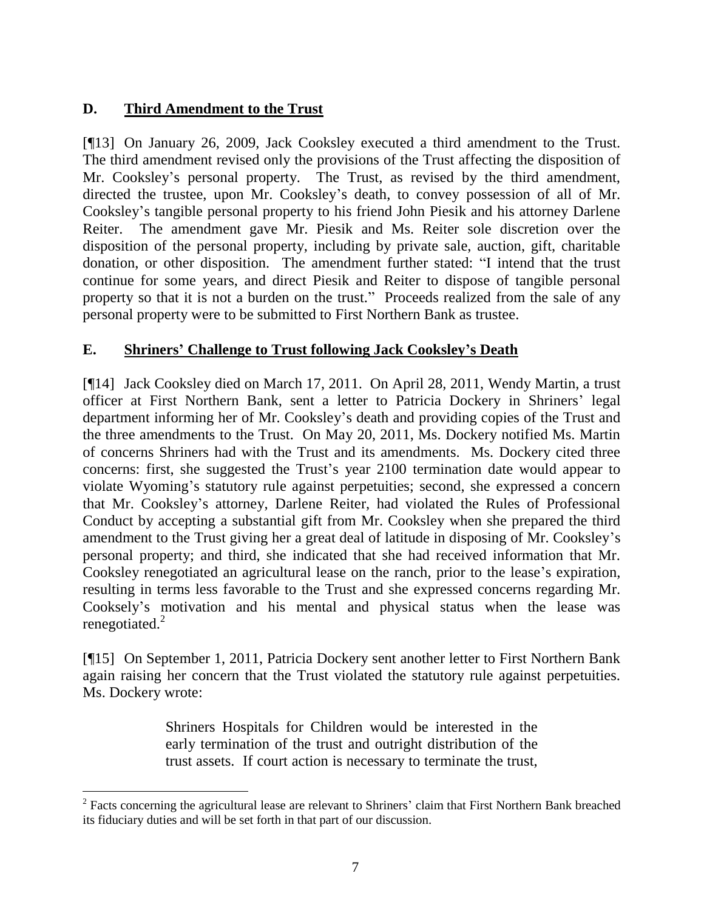## D. Third Amendment to the Trust

[¶13] On January 26, 2009, Jack Cooksley executed a third amendment to the Trust. The third amendment revised only the provisions of the Trust affecting the disposition of Mr. Cooksley's personal property. The Trust, as revised by the third amendment, directed the trustee, upon Mr. Cooksley's death, to convey possession of all of Mr. Cooksley's tangible personal property to his friend John Piesik and his attorney Darlene Reiter. The amendment gave Mr. Piesik and Ms. Reiter sole discretion over the disposition of the personal property, including by private sale, auction, gift, charitable donation, or other disposition. The amendment further stated: "I intend that the trust continue for some years, and direct Piesik and Reiter to dispose of tangible personal property so that it is not a burden on the trust." Proceeds realized from the sale of any personal property were to be submitted to First Northern Bank as trustee.

## E. Shriners' Challenge to Trust following Jack Cooksley's Death

[¶14] Jack Cooksley died on March 17, 2011. On April 28, 2011, Wendy Martin, a trust officer at First Northern Bank, sent a letter to Patricia Dockery in Shriners' legal department informing her of Mr. Cooksley's death and providing copies of the Trust and the three amendments to the Trust. On May 20, 2011, Ms. Dockery notified Ms. Martin of concerns Shriners had with the Trust and its amendments. Ms. Dockery cited three concerns: first, she suggested the Trust's year 2100 termination date would appear to violate Wyoming's statutory rule against perpetuities; second, she expressed a concern that Mr. Cooksley's attorney, Darlene Reiter, had violated the Rules of Professional Conduct by accepting a substantial gift from Mr. Cooksley when she prepared the third amendment to the Trust giving her a great deal of latitude in disposing of Mr. Cooksley's personal property; and third, she indicated that she had received information that Mr. Cooksley renegotiated an agricultural lease on the ranch, prior to the lease's expiration, resulting in terms less favorable to the Trust and she expressed concerns regarding Mr. Cooksely's motivation and his mental and physical status when the lease was renegotiated.[2]

[¶15] On September 1, 2011, Patricia Dockery sent another letter to First Northern Bank again raising her concern that the Trust violated the statutory rule against perpetuities. Ms. Dockery wrote:

> Shriners Hospitals for Children would be interested in the early termination of the trust and outright distribution of the trust assets. If court action is necessary to terminate the trust,

---

[2] Facts concerning the agricultural lease are relevant to Shriners' claim that First Northern Bank breached its fiduciary duties and will be set forth in that part of our discussion.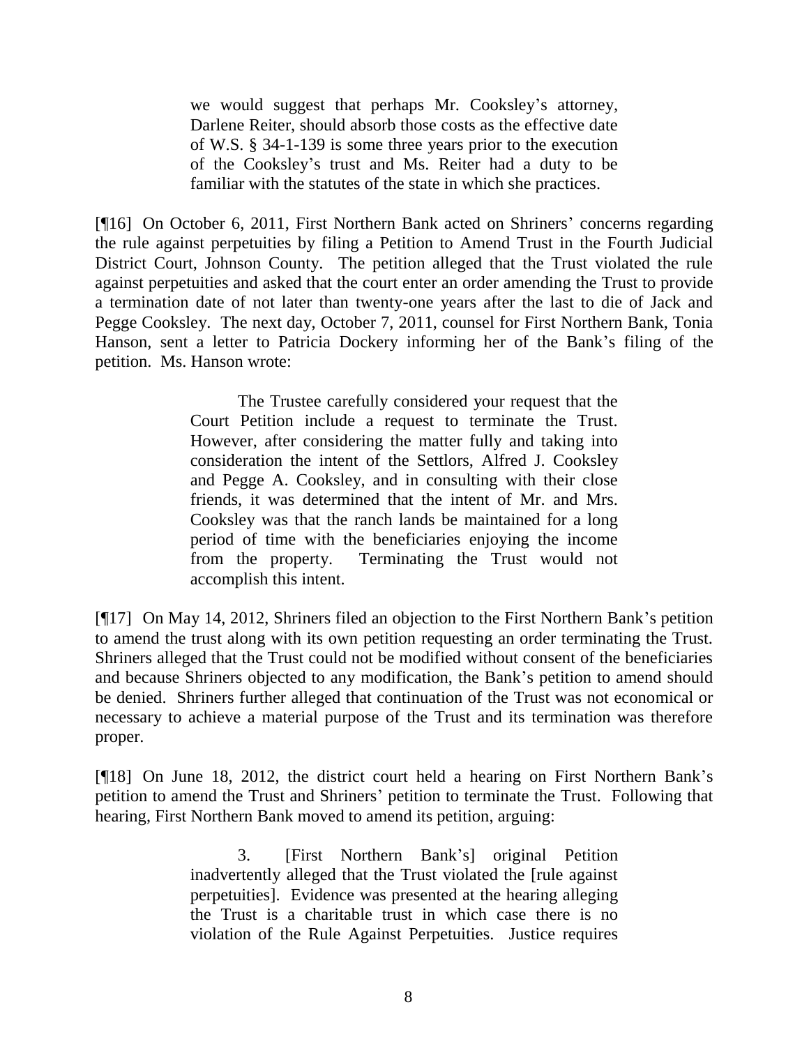> we would suggest that perhaps Mr. Cooksley's attorney, Darlene Reiter, should absorb those costs as the effective date of W.S. § 34-1-139 is some three years prior to the execution of the Cooksley's trust and Ms. Reiter had a duty to be familiar with the statutes of the state in which she practices.

[¶16] On October 6, 2011, First Northern Bank acted on Shriners' concerns regarding the rule against perpetuities by filing a Petition to Amend Trust in the Fourth Judicial District Court, Johnson County. The petition alleged that the Trust violated the rule against perpetuities and asked that the court enter an order amending the Trust to provide a termination date of not later than twenty-one years after the last to die of Jack and Pegge Cooksley. The next day, October 7, 2011, counsel for First Northern Bank, Tonia Hanson, sent a letter to Patricia Dockery informing her of the Bank's filing of the petition. Ms. Hanson wrote:

> The Trustee carefully considered your request that the Court Petition include a request to terminate the Trust. However, after considering the matter fully and taking into consideration the intent of the Settlors, Alfred J. Cooksley and Pegge A. Cooksley, and in consulting with their close friends, it was determined that the intent of Mr. and Mrs. Cooksley was that the ranch lands be maintained for a long period of time with the beneficiaries enjoying the income from the property. Terminating the Trust would not accomplish this intent.

[¶17] On May 14, 2012, Shriners filed an objection to the First Northern Bank's petition to amend the trust along with its own petition requesting an order terminating the Trust. Shriners alleged that the Trust could not be modified without consent of the beneficiaries and because Shriners objected to any modification, the Bank's petition to amend should be denied. Shriners further alleged that continuation of the Trust was not economical or necessary to achieve a material purpose of the Trust and its termination was therefore proper.

[¶18] On June 18, 2012, the district court held a hearing on First Northern Bank's petition to amend the Trust and Shriners' petition to terminate the Trust. Following that hearing, First Northern Bank moved to amend its petition, arguing:

> 3. [First Northern Bank's] original Petition inadvertently alleged that the Trust violated the [rule against perpetuities]. Evidence was presented at the hearing alleging the Trust is a charitable trust in which case there is no violation of the Rule Against Perpetuities. Justice requires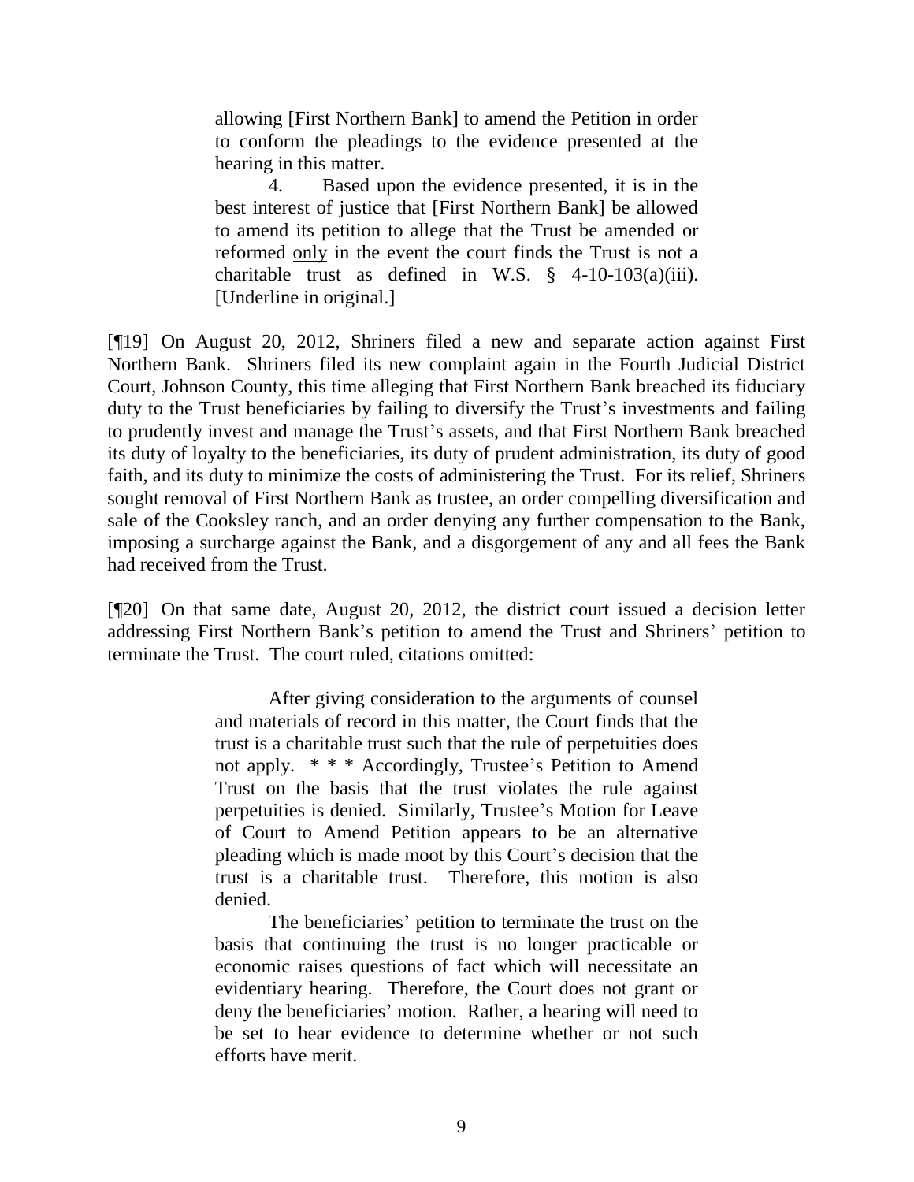> allowing [First Northern Bank] to amend the Petition in order to conform the pleadings to the evidence presented at the hearing in this matter.
>
> 4. Based upon the evidence presented, it is in the best interest of justice that [First Northern Bank] be allowed to amend its petition to allege that the Trust be amended or reformed only in the event the court finds the Trust is not a charitable trust as defined in W.S. § 4-10-103(a)(iii). [Underline in original.]

[¶19] On August 20, 2012, Shriners filed a new and separate action against First Northern Bank. Shriners filed its new complaint again in the Fourth Judicial District Court, Johnson County, this time alleging that First Northern Bank breached its fiduciary duty to the Trust beneficiaries by failing to diversify the Trust's investments and failing to prudently invest and manage the Trust's assets, and that First Northern Bank breached its duty of loyalty to the beneficiaries, its duty of prudent administration, its duty of good faith, and its duty to minimize the costs of administering the Trust. For its relief, Shriners sought removal of First Northern Bank as trustee, an order compelling diversification and sale of the Cooksley ranch, and an order denying any further compensation to the Bank, imposing a surcharge against the Bank, and a disgorgement of any and all fees the Bank had received from the Trust.

[¶20] On that same date, August 20, 2012, the district court issued a decision letter addressing First Northern Bank's petition to amend the Trust and Shriners' petition to terminate the Trust. The court ruled, citations omitted:

> After giving consideration to the arguments of counsel and materials of record in this matter, the Court finds that the trust is a charitable trust such that the rule of perpetuities does not apply. * * * Accordingly, Trustee's Petition to Amend Trust on the basis that the trust violates the rule against perpetuities is denied. Similarly, Trustee's Motion for Leave of Court to Amend Petition appears to be an alternative pleading which is made moot by this Court's decision that the trust is a charitable trust. Therefore, this motion is also denied.
>
> The beneficiaries' petition to terminate the trust on the basis that continuing the trust is no longer practicable or economic raises questions of fact which will necessitate an evidentiary hearing. Therefore, the Court does not grant or deny the beneficiaries' motion. Rather, a hearing will need to be set to hear evidence to determine whether or not such efforts have merit.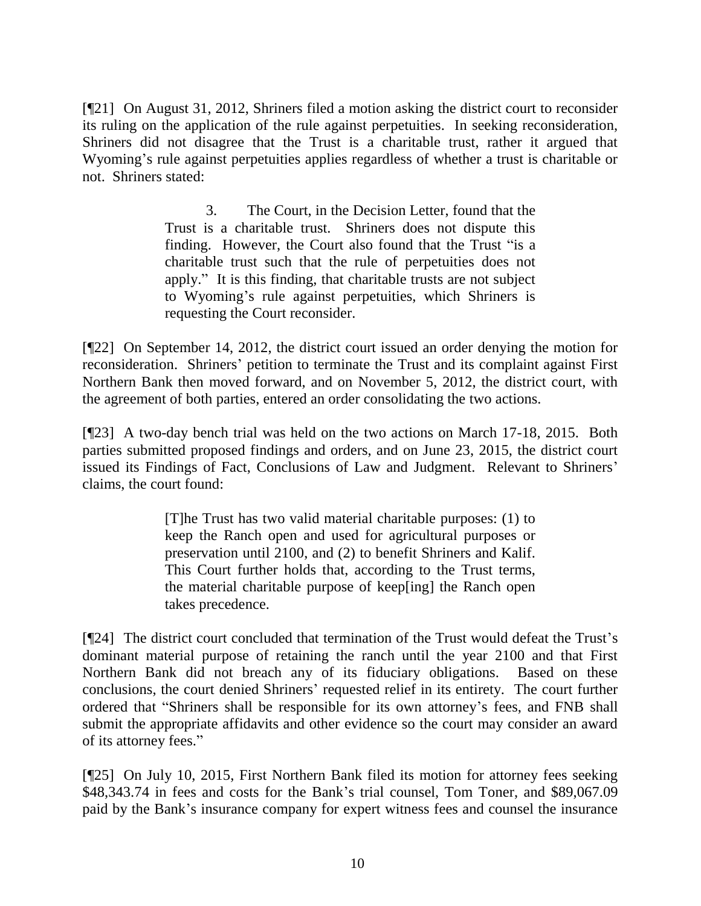[¶21] On August 31, 2012, Shriners filed a motion asking the district court to reconsider its ruling on the application of the rule against perpetuities. In seeking reconsideration, Shriners did not disagree that the Trust is a charitable trust, rather it argued that Wyoming's rule against perpetuities applies regardless of whether a trust is charitable or not. Shriners stated:

> 3. The Court, in the Decision Letter, found that the Trust is a charitable trust. Shriners does not dispute this finding. However, the Court also found that the Trust "is a charitable trust such that the rule of perpetuities does not apply." It is this finding, that charitable trusts are not subject to Wyoming's rule against perpetuities, which Shriners is requesting the Court reconsider.

[¶22] On September 14, 2012, the district court issued an order denying the motion for reconsideration. Shriners' petition to terminate the Trust and its complaint against First Northern Bank then moved forward, and on November 5, 2012, the district court, with the agreement of both parties, entered an order consolidating the two actions.

[¶23] A two-day bench trial was held on the two actions on March 17-18, 2015. Both parties submitted proposed findings and orders, and on June 23, 2015, the district court issued its Findings of Fact, Conclusions of Law and Judgment. Relevant to Shriners' claims, the court found:

> [T]he Trust has two valid material charitable purposes: (1) to keep the Ranch open and used for agricultural purposes or preservation until 2100, and (2) to benefit Shriners and Kalif. This Court further holds that, according to the Trust terms, the material charitable purpose of keep[ing] the Ranch open takes precedence.

[¶24] The district court concluded that termination of the Trust would defeat the Trust's dominant material purpose of retaining the ranch until the year 2100 and that First Northern Bank did not breach any of its fiduciary obligations. Based on these conclusions, the court denied Shriners' requested relief in its entirety. The court further ordered that "Shriners shall be responsible for its own attorney's fees, and FNB shall submit the appropriate affidavits and other evidence so the court may consider an award of its attorney fees."

[¶25] On July 10, 2015, First Northern Bank filed its motion for attorney fees seeking $48,343.74 in fees and costs for the Bank's trial counsel, Tom Toner, and $89,067.09 paid by the Bank's insurance company for expert witness fees and counsel the insurance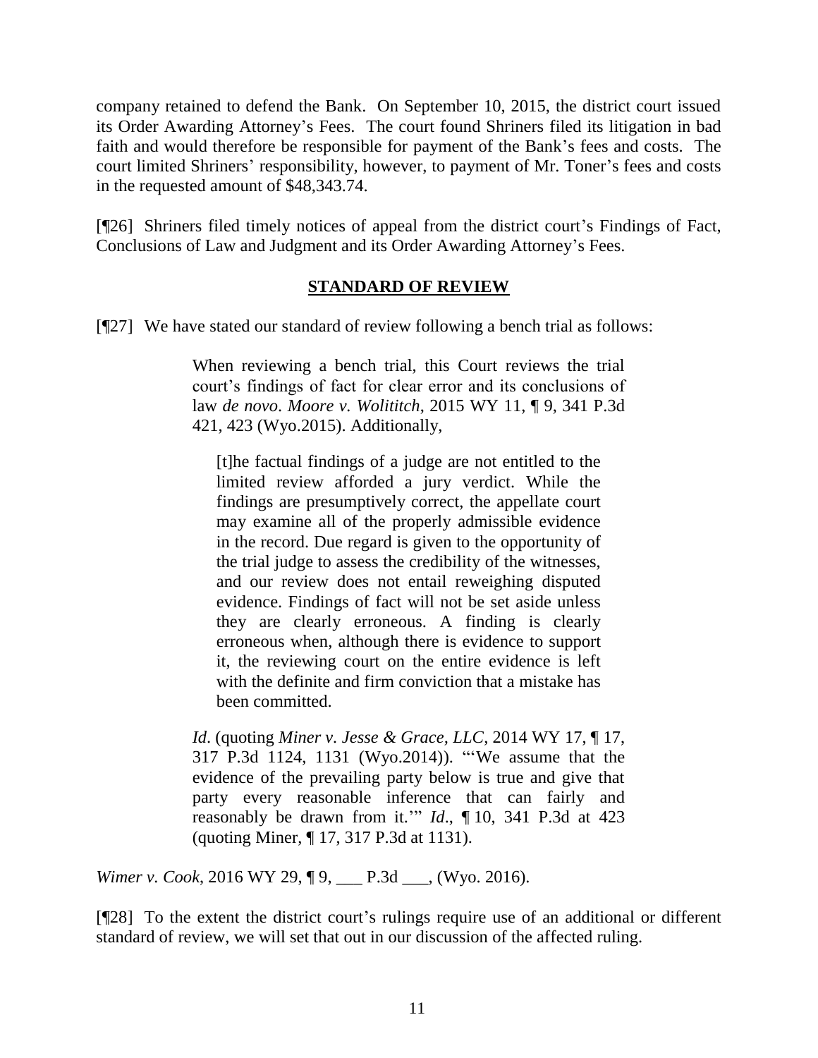company retained to defend the Bank. On September 10, 2015, the district court issued its Order Awarding Attorney's Fees. The court found Shriners filed its litigation in bad faith and would therefore be responsible for payment of the Bank's fees and costs. The court limited Shriners' responsibility, however, to payment of Mr. Toner's fees and costs in the requested amount of $48,343.74.

[¶26] Shriners filed timely notices of appeal from the district court's Findings of Fact, Conclusions of Law and Judgment and its Order Awarding Attorney's Fees.

## STANDARD OF REVIEW

[¶27] We have stated our standard of review following a bench trial as follows:

> When reviewing a bench trial, this Court reviews the trial court's findings of fact for clear error and its conclusions of law *de novo*. *Moore v. Wolititch*, 2015 WY 11, ¶ 9, 341 P.3d 421, 423 (Wyo.2015). Additionally,
>
> > [t]he factual findings of a judge are not entitled to the limited review afforded a jury verdict. While the findings are presumptively correct, the appellate court may examine all of the properly admissible evidence in the record. Due regard is given to the opportunity of the trial judge to assess the credibility of the witnesses, and our review does not entail reweighing disputed evidence. Findings of fact will not be set aside unless they are clearly erroneous. A finding is clearly erroneous when, although there is evidence to support it, the reviewing court on the entire evidence is left with the definite and firm conviction that a mistake has been committed.
>
> *Id*. (quoting *Miner v. Jesse & Grace, LLC*, 2014 WY 17, ¶ 17, 317 P.3d 1124, 1131 (Wyo.2014)). "'We assume that the evidence of the prevailing party below is true and give that party every reasonable inference that can fairly and reasonably be drawn from it.'" *Id*., ¶ 10, 341 P.3d at 423 (quoting Miner, ¶ 17, 317 P.3d at 1131).

*Wimer v. Cook*, 2016 WY 29, ¶ 9, ___ P.3d ___, (Wyo. 2016).

[¶28] To the extent the district court's rulings require use of an additional or different standard of review, we will set that out in our discussion of the affected ruling.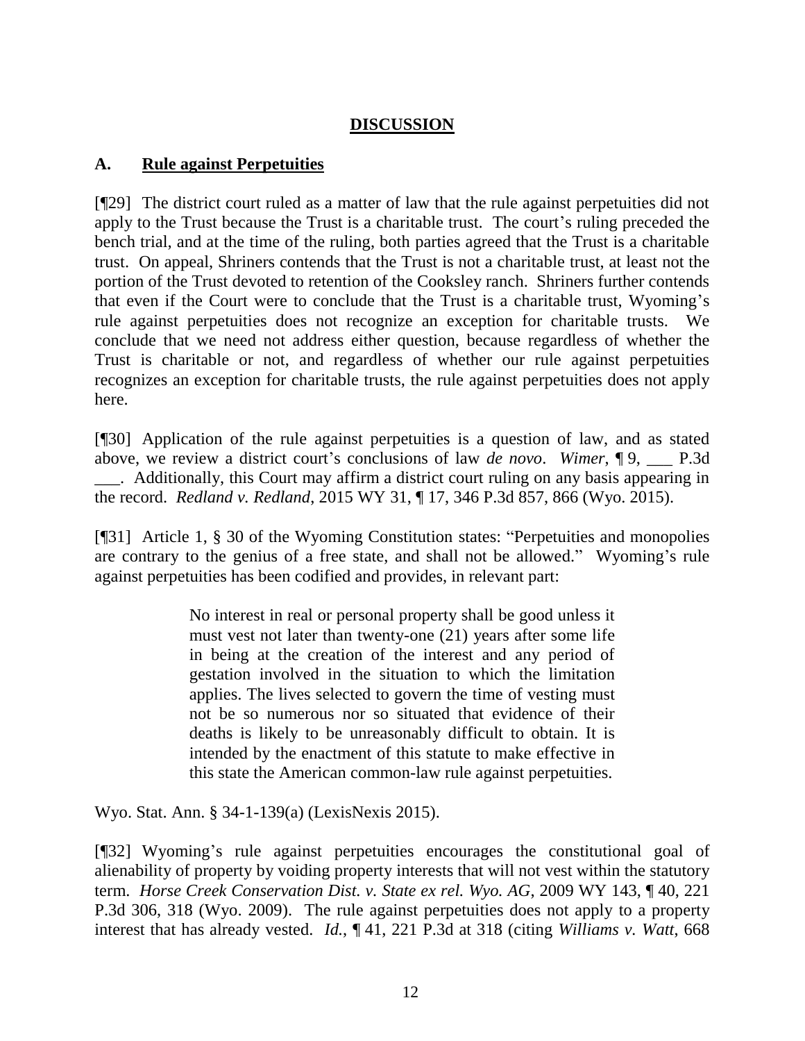## DISCUSSION

### A. Rule against Perpetuities

[¶29] The district court ruled as a matter of law that the rule against perpetuities did not apply to the Trust because the Trust is a charitable trust. The court's ruling preceded the bench trial, and at the time of the ruling, both parties agreed that the Trust is a charitable trust. On appeal, Shriners contends that the Trust is not a charitable trust, at least not the portion of the Trust devoted to retention of the Cooksley ranch. Shriners further contends that even if the Court were to conclude that the Trust is a charitable trust, Wyoming's rule against perpetuities does not recognize an exception for charitable trusts. We conclude that we need not address either question, because regardless of whether the Trust is charitable or not, and regardless of whether our rule against perpetuities recognizes an exception for charitable trusts, the rule against perpetuities does not apply here.

[¶30] Application of the rule against perpetuities is a question of law, and as stated above, we review a district court's conclusions of law *de novo*. *Wimer*, ¶ 9, ___ P.3d ___. Additionally, this Court may affirm a district court ruling on any basis appearing in the record. *Redland v. Redland*, 2015 WY 31, ¶ 17, 346 P.3d 857, 866 (Wyo. 2015).

[¶31] Article 1, § 30 of the Wyoming Constitution states: "Perpetuities and monopolies are contrary to the genius of a free state, and shall not be allowed." Wyoming's rule against perpetuities has been codified and provides, in relevant part:

> No interest in real or personal property shall be good unless it must vest not later than twenty-one (21) years after some life in being at the creation of the interest and any period of gestation involved in the situation to which the limitation applies. The lives selected to govern the time of vesting must not be so numerous nor so situated that evidence of their deaths is likely to be unreasonably difficult to obtain. It is intended by the enactment of this statute to make effective in this state the American common-law rule against perpetuities.

Wyo. Stat. Ann. § 34-1-139(a) (LexisNexis 2015).

[¶32] Wyoming's rule against perpetuities encourages the constitutional goal of alienability of property by voiding property interests that will not vest within the statutory term. *Horse Creek Conservation Dist. v. State ex rel. Wyo. AG*, 2009 WY 143, ¶ 40, 221 P.3d 306, 318 (Wyo. 2009). The rule against perpetuities does not apply to a property interest that has already vested. *Id.*, ¶ 41, 221 P.3d at 318 (citing *Williams v. Watt*, 668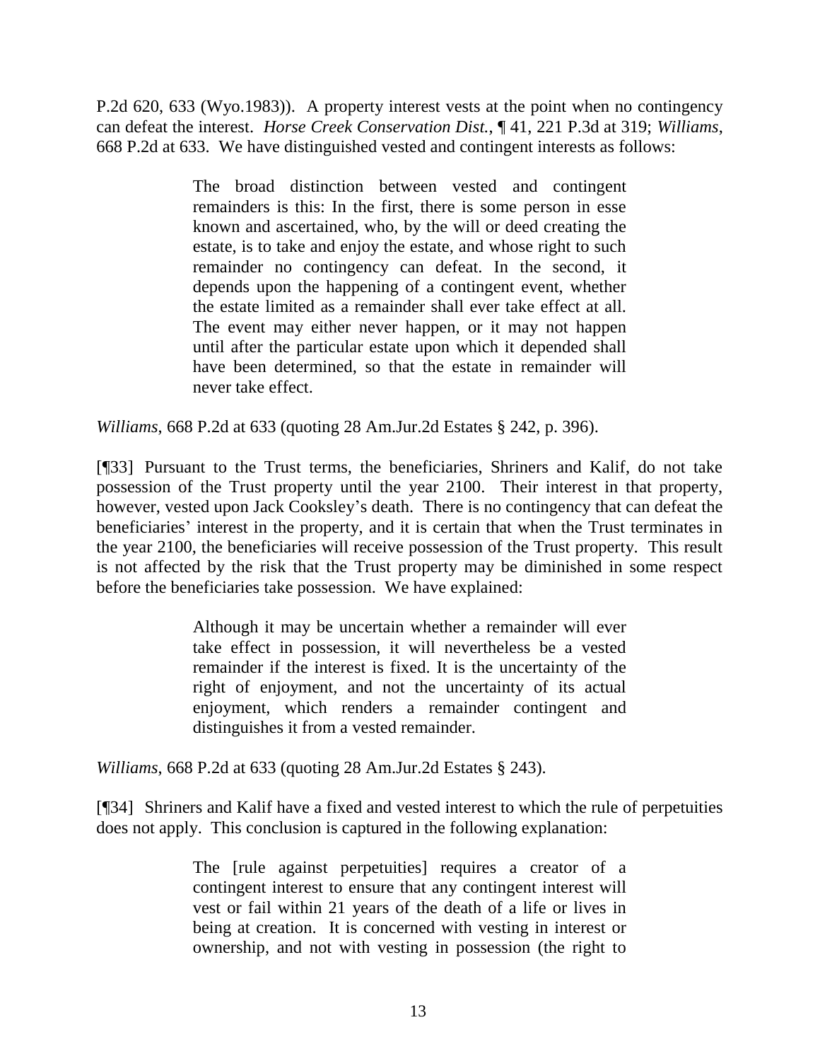P.2d 620, 633 (Wyo.1983)). A property interest vests at the point when no contingency can defeat the interest. *Horse Creek Conservation Dist.*, ¶ 41, 221 P.3d at 319; *Williams*, 668 P.2d at 633. We have distinguished vested and contingent interests as follows:

> The broad distinction between vested and contingent remainders is this: In the first, there is some person in esse known and ascertained, who, by the will or deed creating the estate, is to take and enjoy the estate, and whose right to such remainder no contingency can defeat. In the second, it depends upon the happening of a contingent event, whether the estate limited as a remainder shall ever take effect at all. The event may either never happen, or it may not happen until after the particular estate upon which it depended shall have been determined, so that the estate in remainder will never take effect.

*Williams*, 668 P.2d at 633 (quoting 28 Am.Jur.2d Estates § 242, p. 396).

[¶33] Pursuant to the Trust terms, the beneficiaries, Shriners and Kalif, do not take possession of the Trust property until the year 2100. Their interest in that property, however, vested upon Jack Cooksley's death. There is no contingency that can defeat the beneficiaries' interest in the property, and it is certain that when the Trust terminates in the year 2100, the beneficiaries will receive possession of the Trust property. This result is not affected by the risk that the Trust property may be diminished in some respect before the beneficiaries take possession. We have explained:

> Although it may be uncertain whether a remainder will ever take effect in possession, it will nevertheless be a vested remainder if the interest is fixed. It is the uncertainty of the right of enjoyment, and not the uncertainty of its actual enjoyment, which renders a remainder contingent and distinguishes it from a vested remainder.

*Williams*, 668 P.2d at 633 (quoting 28 Am.Jur.2d Estates § 243).

[¶34] Shriners and Kalif have a fixed and vested interest to which the rule of perpetuities does not apply. This conclusion is captured in the following explanation:

> The [rule against perpetuities] requires a creator of a contingent interest to ensure that any contingent interest will vest or fail within 21 years of the death of a life or lives in being at creation. It is concerned with vesting in interest or ownership, and not with vesting in possession (the right to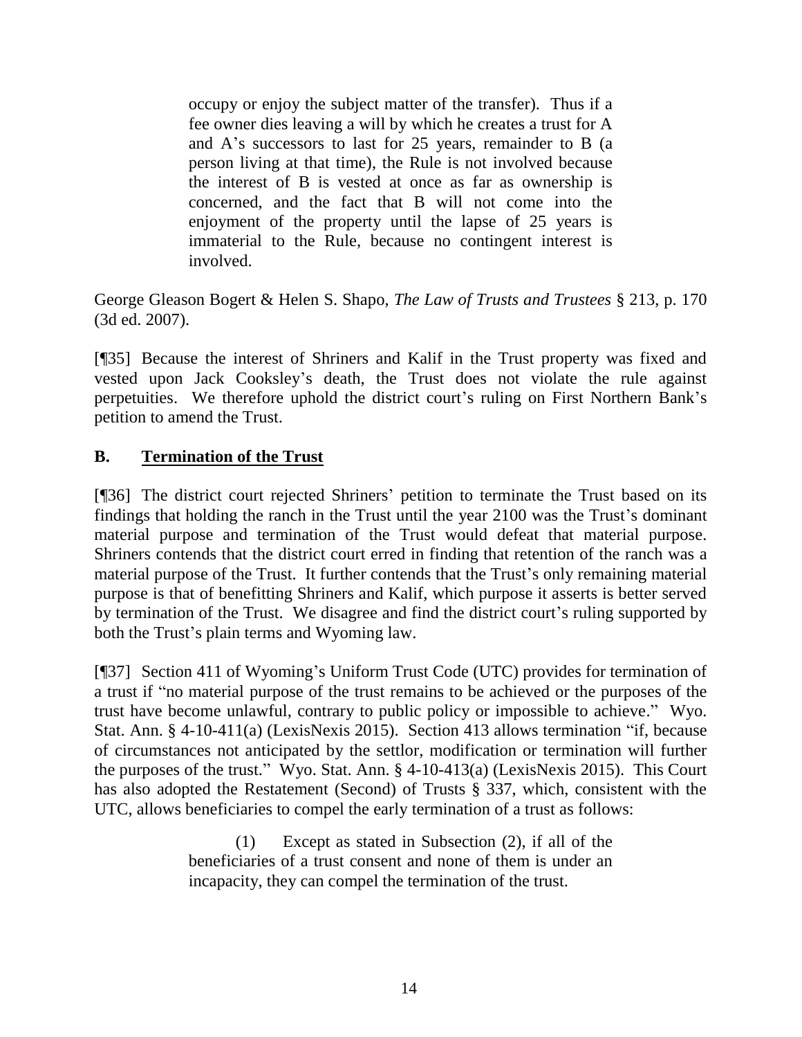> occupy or enjoy the subject matter of the transfer). Thus if a fee owner dies leaving a will by which he creates a trust for A and A's successors to last for 25 years, remainder to B (a person living at that time), the Rule is not involved because the interest of B is vested at once as far as ownership is concerned, and the fact that B will not come into the enjoyment of the property until the lapse of 25 years is immaterial to the Rule, because no contingent interest is involved.

George Gleason Bogert & Helen S. Shapo, *The Law of Trusts and Trustees* § 213, p. 170 (3d ed. 2007).

[¶35] Because the interest of Shriners and Kalif in the Trust property was fixed and vested upon Jack Cooksley's death, the Trust does not violate the rule against perpetuities. We therefore uphold the district court's ruling on First Northern Bank's petition to amend the Trust.

## B. Termination of the Trust

[¶36] The district court rejected Shriners' petition to terminate the Trust based on its findings that holding the ranch in the Trust until the year 2100 was the Trust's dominant material purpose and termination of the Trust would defeat that material purpose. Shriners contends that the district court erred in finding that retention of the ranch was a material purpose of the Trust. It further contends that the Trust's only remaining material purpose is that of benefitting Shriners and Kalif, which purpose it asserts is better served by termination of the Trust. We disagree and find the district court's ruling supported by both the Trust's plain terms and Wyoming law.

[¶37] Section 411 of Wyoming's Uniform Trust Code (UTC) provides for termination of a trust if "no material purpose of the trust remains to be achieved or the purposes of the trust have become unlawful, contrary to public policy or impossible to achieve." Wyo. Stat. Ann. § 4-10-411(a) (LexisNexis 2015). Section 413 allows termination "if, because of circumstances not anticipated by the settlor, modification or termination will further the purposes of the trust." Wyo. Stat. Ann. § 4-10-413(a) (LexisNexis 2015). This Court has also adopted the Restatement (Second) of Trusts § 337, which, consistent with the UTC, allows beneficiaries to compel the early termination of a trust as follows:

> (1) Except as stated in Subsection (2), if all of the beneficiaries of a trust consent and none of them is under an incapacity, they can compel the termination of the trust.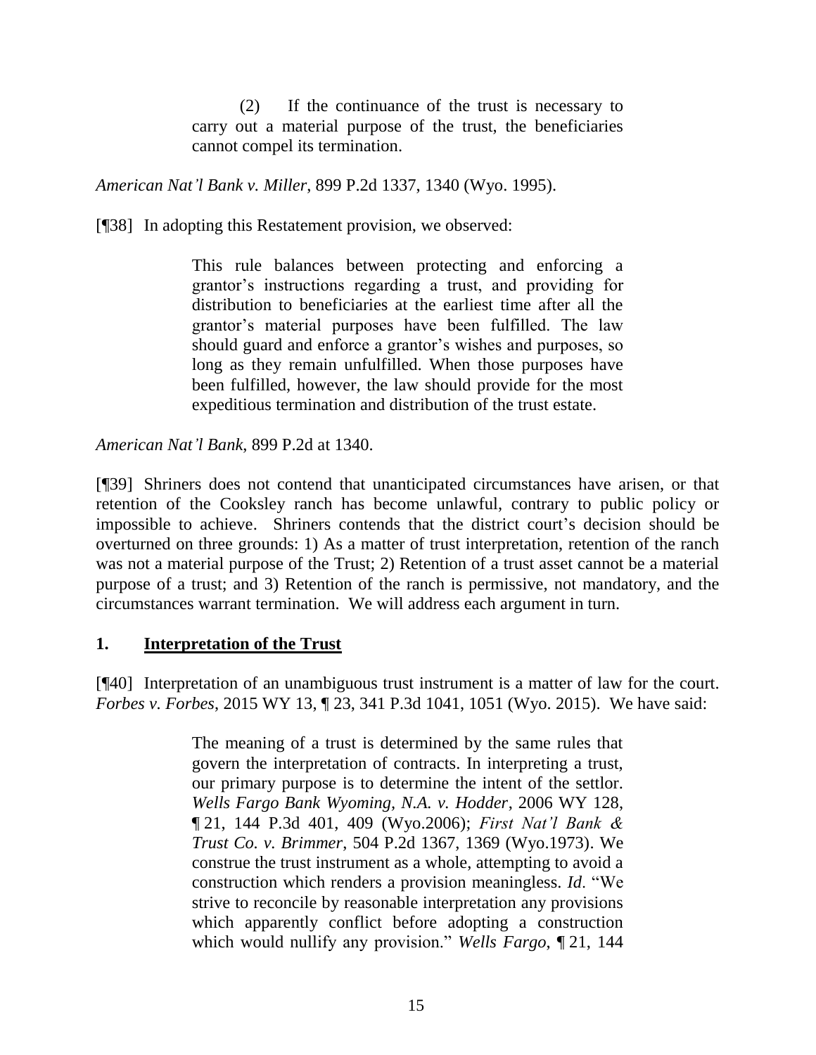> (2) If the continuance of the trust is necessary to carry out a material purpose of the trust, the beneficiaries cannot compel its termination.

*American Nat'l Bank v. Miller*, 899 P.2d 1337, 1340 (Wyo. 1995).

[¶38] In adopting this Restatement provision, we observed:

> This rule balances between protecting and enforcing a grantor's instructions regarding a trust, and providing for distribution to beneficiaries at the earliest time after all the grantor's material purposes have been fulfilled. The law should guard and enforce a grantor's wishes and purposes, so long as they remain unfulfilled. When those purposes have been fulfilled, however, the law should provide for the most expeditious termination and distribution of the trust estate.

*American Nat'l Bank*, 899 P.2d at 1340.

[¶39] Shriners does not contend that unanticipated circumstances have arisen, or that retention of the Cooksley ranch has become unlawful, contrary to public policy or impossible to achieve. Shriners contends that the district court's decision should be overturned on three grounds: 1) As a matter of trust interpretation, retention of the ranch was not a material purpose of the Trust; 2) Retention of a trust asset cannot be a material purpose of a trust; and 3) Retention of the ranch is permissive, not mandatory, and the circumstances warrant termination. We will address each argument in turn.

## 1. <u>Interpretation of the Trust</u>

[¶40] Interpretation of an unambiguous trust instrument is a matter of law for the court. *Forbes v. Forbes*, 2015 WY 13, ¶ 23, 341 P.3d 1041, 1051 (Wyo. 2015). We have said:

> The meaning of a trust is determined by the same rules that govern the interpretation of contracts. In interpreting a trust, our primary purpose is to determine the intent of the settlor. *Wells Fargo Bank Wyoming, N.A. v. Hodder*, 2006 WY 128, ¶ 21, 144 P.3d 401, 409 (Wyo.2006); *First Nat'l Bank & Trust Co. v. Brimmer*, 504 P.2d 1367, 1369 (Wyo.1973). We construe the trust instrument as a whole, attempting to avoid a construction which renders a provision meaningless. *Id*. "We strive to reconcile by reasonable interpretation any provisions which apparently conflict before adopting a construction which would nullify any provision." *Wells Fargo*, ¶ 21, 144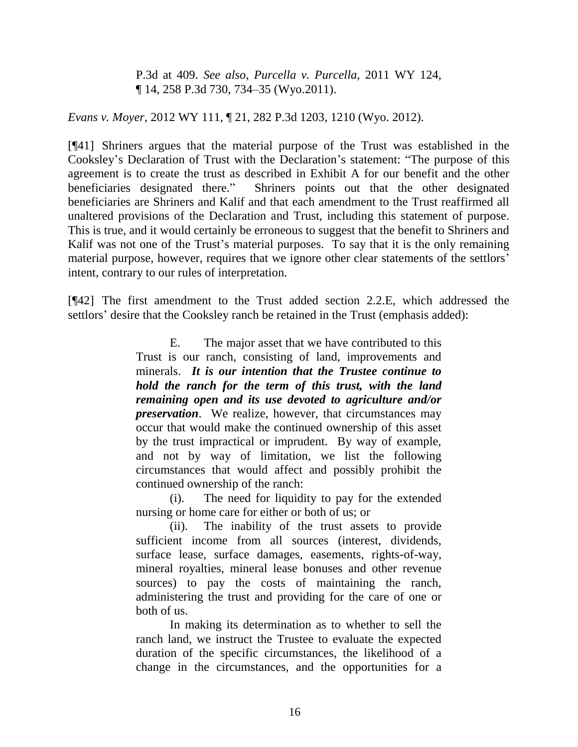> P.3d at 409. *See also*, *Purcella v. Purcella*, 2011 WY 124, ¶ 14, 258 P.3d 730, 734–35 (Wyo.2011).

*Evans v. Moyer*, 2012 WY 111, ¶ 21, 282 P.3d 1203, 1210 (Wyo. 2012).

[¶41] Shriners argues that the material purpose of the Trust was established in the Cooksley's Declaration of Trust with the Declaration's statement: "The purpose of this agreement is to create the trust as described in Exhibit A for our benefit and the other beneficiaries designated there." Shriners points out that the other designated beneficiaries are Shriners and Kalif and that each amendment to the Trust reaffirmed all unaltered provisions of the Declaration and Trust, including this statement of purpose. This is true, and it would certainly be erroneous to suggest that the benefit to Shriners and Kalif was not one of the Trust's material purposes. To say that it is the only remaining material purpose, however, requires that we ignore other clear statements of the settlors' intent, contrary to our rules of interpretation.

[¶42] The first amendment to the Trust added section 2.2.E, which addressed the settlors' desire that the Cooksley ranch be retained in the Trust (emphasis added):

> E. The major asset that we have contributed to this Trust is our ranch, consisting of land, improvements and minerals. ***It is our intention that the Trustee continue to hold the ranch for the term of this trust, with the land remaining open and its use devoted to agriculture and/or preservation***. We realize, however, that circumstances may occur that would make the continued ownership of this asset by the trust impractical or imprudent. By way of example, and not by way of limitation, we list the following circumstances that would affect and possibly prohibit the continued ownership of the ranch:
>
> (i). The need for liquidity to pay for the extended nursing or home care for either or both of us; or
>
> (ii). The inability of the trust assets to provide sufficient income from all sources (interest, dividends, surface lease, surface damages, easements, rights-of-way, mineral royalties, mineral lease bonuses and other revenue sources) to pay the costs of maintaining the ranch, administering the trust and providing for the care of one or both of us.
>
> In making its determination as to whether to sell the ranch land, we instruct the Trustee to evaluate the expected duration of the specific circumstances, the likelihood of a change in the circumstances, and the opportunities for a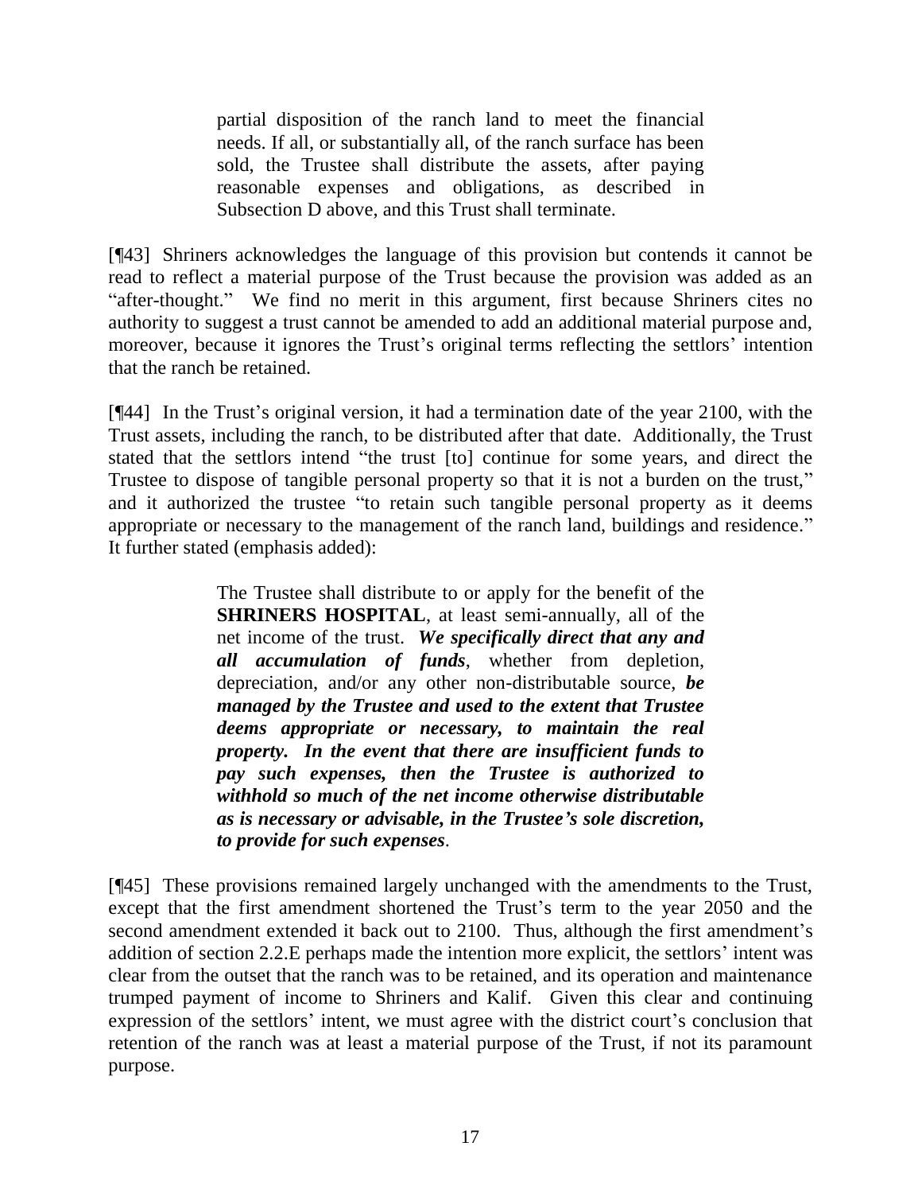> partial disposition of the ranch land to meet the financial needs. If all, or substantially all, of the ranch surface has been sold, the Trustee shall distribute the assets, after paying reasonable expenses and obligations, as described in Subsection D above, and this Trust shall terminate.

[¶43] Shriners acknowledges the language of this provision but contends it cannot be read to reflect a material purpose of the Trust because the provision was added as an "after-thought." We find no merit in this argument, first because Shriners cites no authority to suggest a trust cannot be amended to add an additional material purpose and, moreover, because it ignores the Trust's original terms reflecting the settlors' intention that the ranch be retained.

[¶44] In the Trust's original version, it had a termination date of the year 2100, with the Trust assets, including the ranch, to be distributed after that date. Additionally, the Trust stated that the settlors intend "the trust [to] continue for some years, and direct the Trustee to dispose of tangible personal property so that it is not a burden on the trust," and it authorized the trustee "to retain such tangible personal property as it deems appropriate or necessary to the management of the ranch land, buildings and residence." It further stated (emphasis added):

> The Trustee shall distribute to or apply for the benefit of the **SHRINERS HOSPITAL**, at least semi-annually, all of the net income of the trust. ***We specifically direct that any and all accumulation of funds***, whether from depletion, depreciation, and/or any other non-distributable source, ***be managed by the Trustee and used to the extent that Trustee deems appropriate or necessary, to maintain the real property. In the event that there are insufficient funds to pay such expenses, then the Trustee is authorized to withhold so much of the net income otherwise distributable as is necessary or advisable, in the Trustee's sole discretion, to provide for such expenses***.

[¶45] These provisions remained largely unchanged with the amendments to the Trust, except that the first amendment shortened the Trust's term to the year 2050 and the second amendment extended it back out to 2100. Thus, although the first amendment's addition of section 2.2.E perhaps made the intention more explicit, the settlors' intent was clear from the outset that the ranch was to be retained, and its operation and maintenance trumped payment of income to Shriners and Kalif. Given this clear and continuing expression of the settlors' intent, we must agree with the district court's conclusion that retention of the ranch was at least a material purpose of the Trust, if not its paramount purpose.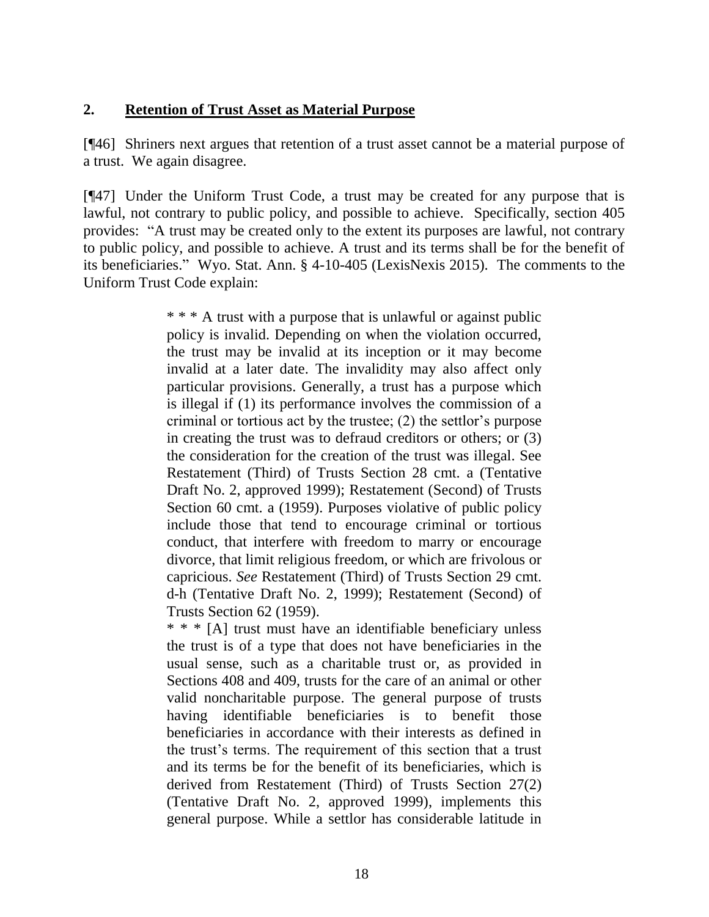## 2. <u>Retention of Trust Asset as Material Purpose</u>

[¶46] Shriners next argues that retention of a trust asset cannot be a material purpose of a trust. We again disagree.

[¶47] Under the Uniform Trust Code, a trust may be created for any purpose that is lawful, not contrary to public policy, and possible to achieve. Specifically, section 405 provides: "A trust may be created only to the extent its purposes are lawful, not contrary to public policy, and possible to achieve. A trust and its terms shall be for the benefit of its beneficiaries." Wyo. Stat. Ann. § 4-10-405 (LexisNexis 2015). The comments to the Uniform Trust Code explain:

> * * * A trust with a purpose that is unlawful or against public policy is invalid. Depending on when the violation occurred, the trust may be invalid at its inception or it may become invalid at a later date. The invalidity may also affect only particular provisions. Generally, a trust has a purpose which is illegal if (1) its performance involves the commission of a criminal or tortious act by the trustee; (2) the settlor's purpose in creating the trust was to defraud creditors or others; or (3) the consideration for the creation of the trust was illegal. See Restatement (Third) of Trusts Section 28 cmt. a (Tentative Draft No. 2, approved 1999); Restatement (Second) of Trusts Section 60 cmt. a (1959). Purposes violative of public policy include those that tend to encourage criminal or tortious conduct, that interfere with freedom to marry or encourage divorce, that limit religious freedom, or which are frivolous or capricious. *See* Restatement (Third) of Trusts Section 29 cmt. d-h (Tentative Draft No. 2, 1999); Restatement (Second) of Trusts Section 62 (1959).
>
> * * * [A] trust must have an identifiable beneficiary unless the trust is of a type that does not have beneficiaries in the usual sense, such as a charitable trust or, as provided in Sections 408 and 409, trusts for the care of an animal or other valid noncharitable purpose. The general purpose of trusts having identifiable beneficiaries is to benefit those beneficiaries in accordance with their interests as defined in the trust's terms. The requirement of this section that a trust and its terms be for the benefit of its beneficiaries, which is derived from Restatement (Third) of Trusts Section 27(2) (Tentative Draft No. 2, approved 1999), implements this general purpose. While a settlor has considerable latitude in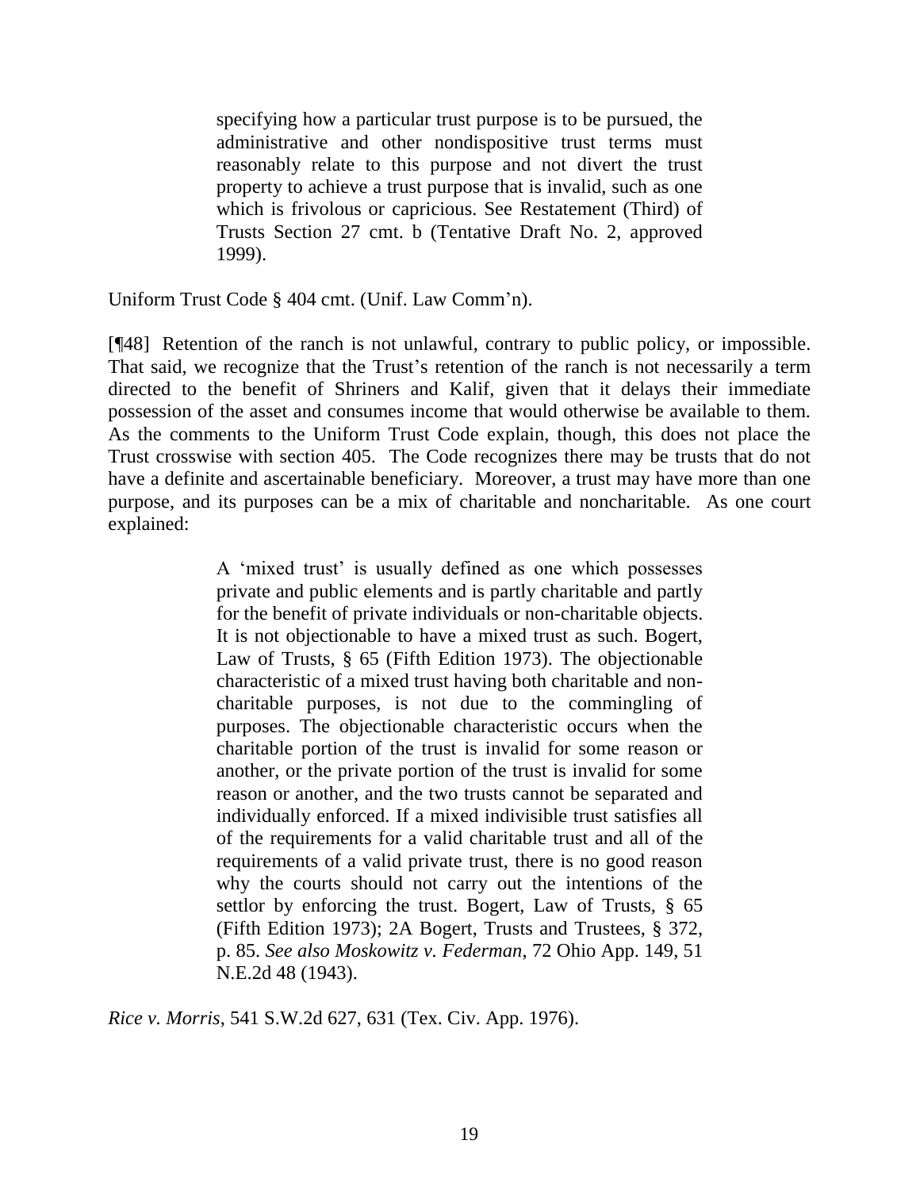> specifying how a particular trust purpose is to be pursued, the administrative and other nondispositive trust terms must reasonably relate to this purpose and not divert the trust property to achieve a trust purpose that is invalid, such as one which is frivolous or capricious. See Restatement (Third) of Trusts Section 27 cmt. b (Tentative Draft No. 2, approved 1999).

Uniform Trust Code § 404 cmt. (Unif. Law Comm'n).

[¶48] Retention of the ranch is not unlawful, contrary to public policy, or impossible. That said, we recognize that the Trust's retention of the ranch is not necessarily a term directed to the benefit of Shriners and Kalif, given that it delays their immediate possession of the asset and consumes income that would otherwise be available to them. As the comments to the Uniform Trust Code explain, though, this does not place the Trust crosswise with section 405. The Code recognizes there may be trusts that do not have a definite and ascertainable beneficiary. Moreover, a trust may have more than one purpose, and its purposes can be a mix of charitable and noncharitable. As one court explained:

> A 'mixed trust' is usually defined as one which possesses private and public elements and is partly charitable and partly for the benefit of private individuals or non-charitable objects. It is not objectionable to have a mixed trust as such. Bogert, Law of Trusts, § 65 (Fifth Edition 1973). The objectionable characteristic of a mixed trust having both charitable and non-charitable purposes, is not due to the commingling of purposes. The objectionable characteristic occurs when the charitable portion of the trust is invalid for some reason or another, or the private portion of the trust is invalid for some reason or another, and the two trusts cannot be separated and individually enforced. If a mixed indivisible trust satisfies all of the requirements for a valid charitable trust and all of the requirements of a valid private trust, there is no good reason why the courts should not carry out the intentions of the settlor by enforcing the trust. Bogert, Law of Trusts, § 65 (Fifth Edition 1973); 2A Bogert, Trusts and Trustees, § 372, p. 85. *See also Moskowitz v. Federman*, 72 Ohio App. 149, 51 N.E.2d 48 (1943).

*Rice v. Morris*, 541 S.W.2d 627, 631 (Tex. Civ. App. 1976).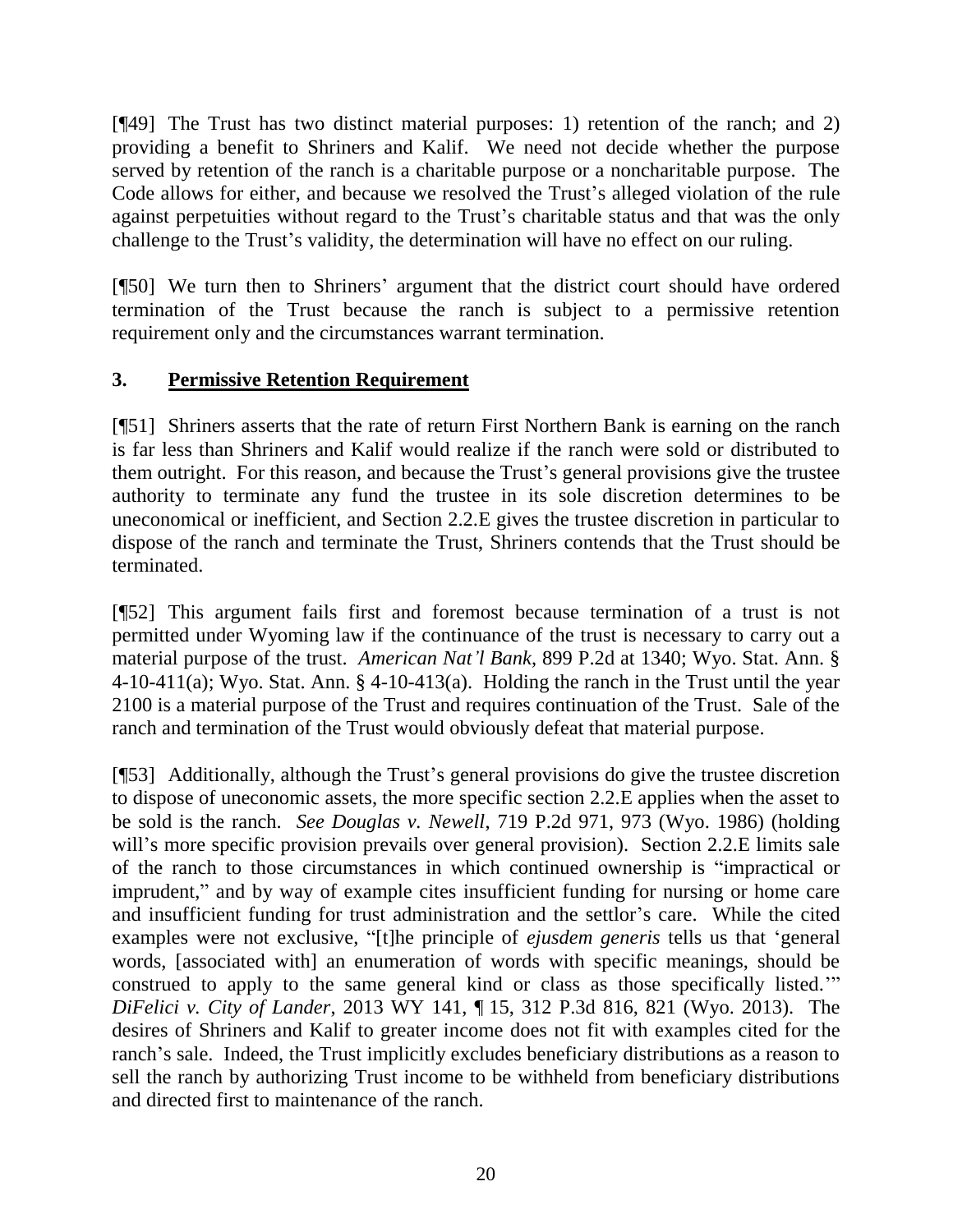[¶49] The Trust has two distinct material purposes: 1) retention of the ranch; and 2) providing a benefit to Shriners and Kalif. We need not decide whether the purpose served by retention of the ranch is a charitable purpose or a noncharitable purpose. The Code allows for either, and because we resolved the Trust's alleged violation of the rule against perpetuities without regard to the Trust's charitable status and that was the only challenge to the Trust's validity, the determination will have no effect on our ruling.

[¶50] We turn then to Shriners' argument that the district court should have ordered termination of the Trust because the ranch is subject to a permissive retention requirement only and the circumstances warrant termination.

### 3. Permissive Retention Requirement

[¶51] Shriners asserts that the rate of return First Northern Bank is earning on the ranch is far less than Shriners and Kalif would realize if the ranch were sold or distributed to them outright. For this reason, and because the Trust's general provisions give the trustee authority to terminate any fund the trustee in its sole discretion determines to be uneconomical or inefficient, and Section 2.2.E gives the trustee discretion in particular to dispose of the ranch and terminate the Trust, Shriners contends that the Trust should be terminated.

[¶52] This argument fails first and foremost because termination of a trust is not permitted under Wyoming law if the continuance of the trust is necessary to carry out a material purpose of the trust. *American Nat'l Bank*, 899 P.2d at 1340; Wyo. Stat. Ann. § 4-10-411(a); Wyo. Stat. Ann. § 4-10-413(a). Holding the ranch in the Trust until the year 2100 is a material purpose of the Trust and requires continuation of the Trust. Sale of the ranch and termination of the Trust would obviously defeat that material purpose.

[¶53] Additionally, although the Trust's general provisions do give the trustee discretion to dispose of uneconomic assets, the more specific section 2.2.E applies when the asset to be sold is the ranch. *See Douglas v. Newell*, 719 P.2d 971, 973 (Wyo. 1986) (holding will's more specific provision prevails over general provision). Section 2.2.E limits sale of the ranch to those circumstances in which continued ownership is "impractical or imprudent," and by way of example cites insufficient funding for nursing or home care and insufficient funding for trust administration and the settlor's care. While the cited examples were not exclusive, "[t]he principle of *ejusdem generis* tells us that 'general words, [associated with] an enumeration of words with specific meanings, should be construed to apply to the same general kind or class as those specifically listed.'" *DiFelici v. City of Lander*, 2013 WY 141, ¶ 15, 312 P.3d 816, 821 (Wyo. 2013). The desires of Shriners and Kalif to greater income does not fit with examples cited for the ranch's sale. Indeed, the Trust implicitly excludes beneficiary distributions as a reason to sell the ranch by authorizing Trust income to be withheld from beneficiary distributions and directed first to maintenance of the ranch.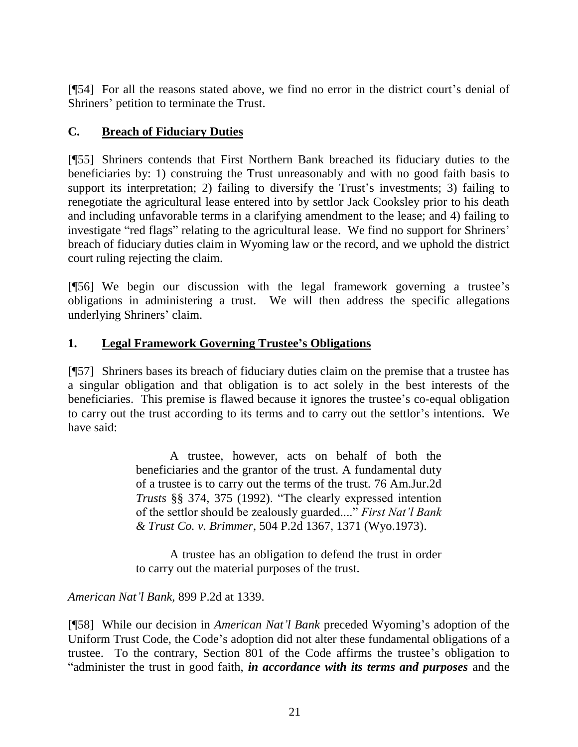[¶54] For all the reasons stated above, we find no error in the district court's denial of Shriners' petition to terminate the Trust.

## C. <u>Breach of Fiduciary Duties</u>

[¶55] Shriners contends that First Northern Bank breached its fiduciary duties to the beneficiaries by: 1) construing the Trust unreasonably and with no good faith basis to support its interpretation; 2) failing to diversify the Trust's investments; 3) failing to renegotiate the agricultural lease entered into by settlor Jack Cooksley prior to his death and including unfavorable terms in a clarifying amendment to the lease; and 4) failing to investigate "red flags" relating to the agricultural lease. We find no support for Shriners' breach of fiduciary duties claim in Wyoming law or the record, and we uphold the district court ruling rejecting the claim.

[¶56] We begin our discussion with the legal framework governing a trustee's obligations in administering a trust. We will then address the specific allegations underlying Shriners' claim.

### 1. <u>Legal Framework Governing Trustee's Obligations</u>

[¶57] Shriners bases its breach of fiduciary duties claim on the premise that a trustee has a singular obligation and that obligation is to act solely in the best interests of the beneficiaries. This premise is flawed because it ignores the trustee's co-equal obligation to carry out the trust according to its terms and to carry out the settlor's intentions. We have said:

> A trustee, however, acts on behalf of both the beneficiaries and the grantor of the trust. A fundamental duty of a trustee is to carry out the terms of the trust. 76 Am.Jur.2d *Trusts* §§ 374, 375 (1992). "The clearly expressed intention of the settlor should be zealously guarded...." *First Nat'l Bank & Trust Co. v. Brimmer*, 504 P.2d 1367, 1371 (Wyo.1973).
>
> A trustee has an obligation to defend the trust in order to carry out the material purposes of the trust.

*American Nat'l Bank*, 899 P.2d at 1339.

[¶58] While our decision in *American Nat'l Bank* preceded Wyoming's adoption of the Uniform Trust Code, the Code's adoption did not alter these fundamental obligations of a trustee. To the contrary, Section 801 of the Code affirms the trustee's obligation to "administer the trust in good faith, ***in accordance with its terms and purposes*** and the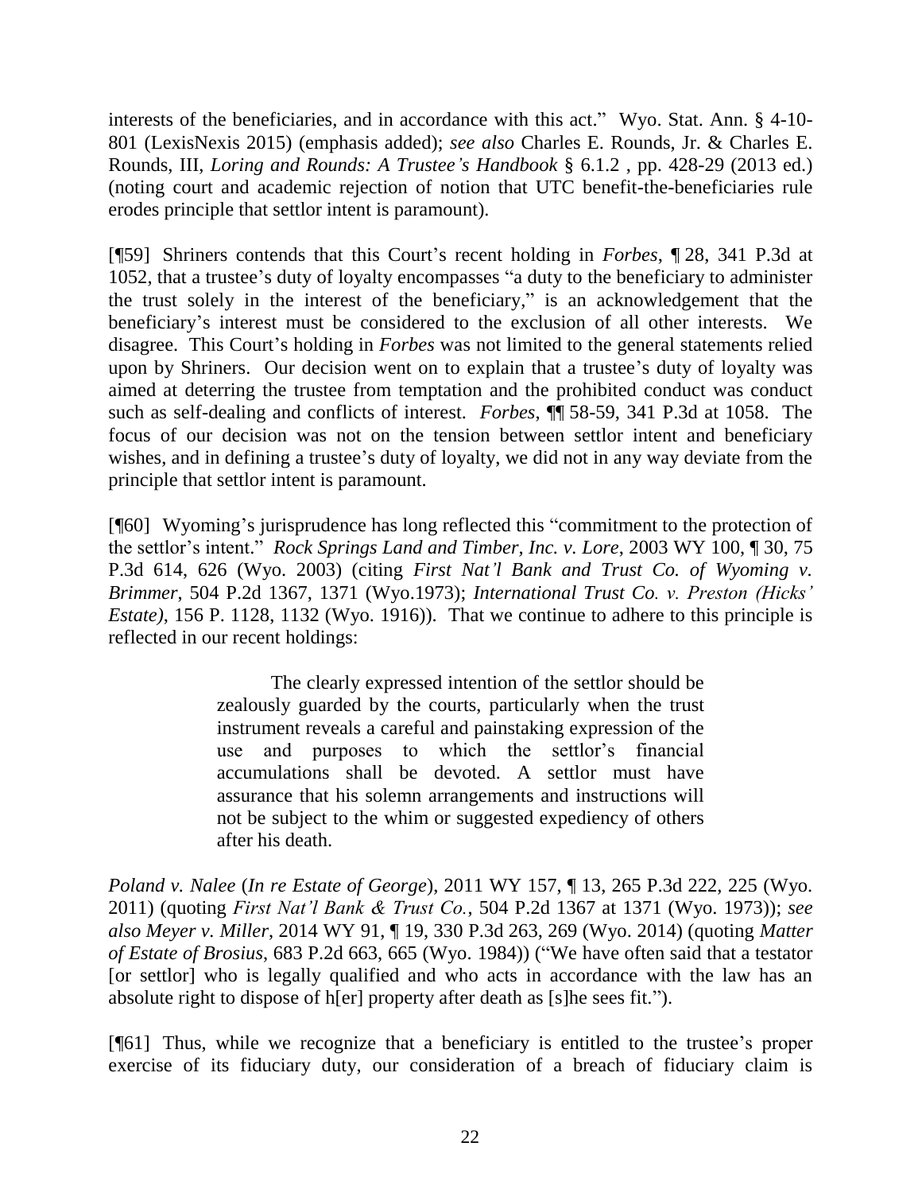interests of the beneficiaries, and in accordance with this act." Wyo. Stat. Ann. § 4-10-801 (LexisNexis 2015) (emphasis added); *see also* Charles E. Rounds, Jr. & Charles E. Rounds, III, *Loring and Rounds: A Trustee's Handbook* § 6.1.2 , pp. 428-29 (2013 ed.) (noting court and academic rejection of notion that UTC benefit-the-beneficiaries rule erodes principle that settlor intent is paramount).

[¶59] Shriners contends that this Court's recent holding in *Forbes*, ¶ 28, 341 P.3d at 1052, that a trustee's duty of loyalty encompasses "a duty to the beneficiary to administer the trust solely in the interest of the beneficiary," is an acknowledgement that the beneficiary's interest must be considered to the exclusion of all other interests. We disagree. This Court's holding in *Forbes* was not limited to the general statements relied upon by Shriners. Our decision went on to explain that a trustee's duty of loyalty was aimed at deterring the trustee from temptation and the prohibited conduct was conduct such as self-dealing and conflicts of interest. *Forbes*, ¶¶ 58-59, 341 P.3d at 1058. The focus of our decision was not on the tension between settlor intent and beneficiary wishes, and in defining a trustee's duty of loyalty, we did not in any way deviate from the principle that settlor intent is paramount.

[¶60] Wyoming's jurisprudence has long reflected this "commitment to the protection of the settlor's intent." *Rock Springs Land and Timber, Inc. v. Lore*, 2003 WY 100, ¶ 30, 75 P.3d 614, 626 (Wyo. 2003) (citing *First Nat'l Bank and Trust Co. of Wyoming v. Brimmer*, 504 P.2d 1367, 1371 (Wyo.1973); *International Trust Co. v. Preston (Hicks' Estate)*, 156 P. 1128, 1132 (Wyo. 1916)). That we continue to adhere to this principle is reflected in our recent holdings:

> The clearly expressed intention of the settlor should be zealously guarded by the courts, particularly when the trust instrument reveals a careful and painstaking expression of the use and purposes to which the settlor's financial accumulations shall be devoted. A settlor must have assurance that his solemn arrangements and instructions will not be subject to the whim or suggested expediency of others after his death.

*Poland v. Nalee* (*In re Estate of George*), 2011 WY 157, ¶ 13, 265 P.3d 222, 225 (Wyo. 2011) (quoting *First Nat'l Bank & Trust Co.*, 504 P.2d 1367 at 1371 (Wyo. 1973)); *see also Meyer v. Miller*, 2014 WY 91, ¶ 19, 330 P.3d 263, 269 (Wyo. 2014) (quoting *Matter of Estate of Brosius*, 683 P.2d 663, 665 (Wyo. 1984)) ("We have often said that a testator [or settlor] who is legally qualified and who acts in accordance with the law has an absolute right to dispose of h[er] property after death as [s]he sees fit.").

[¶61] Thus, while we recognize that a beneficiary is entitled to the trustee's proper exercise of its fiduciary duty, our consideration of a breach of fiduciary claim is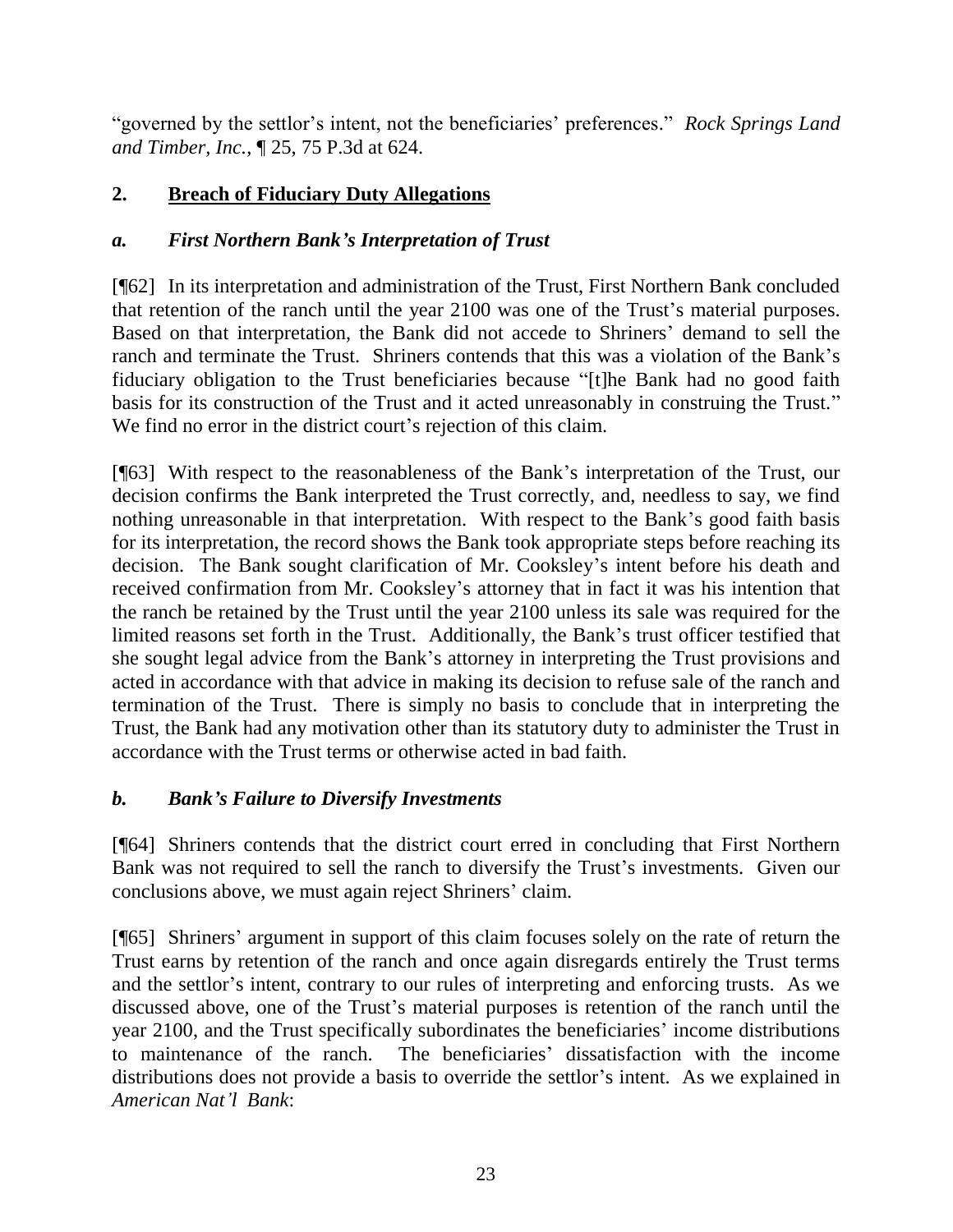"governed by the settlor's intent, not the beneficiaries' preferences." *Rock Springs Land and Timber, Inc.*, ¶ 25, 75 P.3d at 624.

## 2. **Breach of Fiduciary Duty Allegations**

### *a. First Northern Bank's Interpretation of Trust*

[¶62] In its interpretation and administration of the Trust, First Northern Bank concluded that retention of the ranch until the year 2100 was one of the Trust's material purposes. Based on that interpretation, the Bank did not accede to Shriners' demand to sell the ranch and terminate the Trust. Shriners contends that this was a violation of the Bank's fiduciary obligation to the Trust beneficiaries because "[t]he Bank had no good faith basis for its construction of the Trust and it acted unreasonably in construing the Trust." We find no error in the district court's rejection of this claim.

[¶63] With respect to the reasonableness of the Bank's interpretation of the Trust, our decision confirms the Bank interpreted the Trust correctly, and, needless to say, we find nothing unreasonable in that interpretation. With respect to the Bank's good faith basis for its interpretation, the record shows the Bank took appropriate steps before reaching its decision. The Bank sought clarification of Mr. Cooksley's intent before his death and received confirmation from Mr. Cooksley's attorney that in fact it was his intention that the ranch be retained by the Trust until the year 2100 unless its sale was required for the limited reasons set forth in the Trust. Additionally, the Bank's trust officer testified that she sought legal advice from the Bank's attorney in interpreting the Trust provisions and acted in accordance with that advice in making its decision to refuse sale of the ranch and termination of the Trust. There is simply no basis to conclude that in interpreting the Trust, the Bank had any motivation other than its statutory duty to administer the Trust in accordance with the Trust terms or otherwise acted in bad faith.

### *b. Bank's Failure to Diversify Investments*

[¶64] Shriners contends that the district court erred in concluding that First Northern Bank was not required to sell the ranch to diversify the Trust's investments. Given our conclusions above, we must again reject Shriners' claim.

[¶65] Shriners' argument in support of this claim focuses solely on the rate of return the Trust earns by retention of the ranch and once again disregards entirely the Trust terms and the settlor's intent, contrary to our rules of interpreting and enforcing trusts. As we discussed above, one of the Trust's material purposes is retention of the ranch until the year 2100, and the Trust specifically subordinates the beneficiaries' income distributions to maintenance of the ranch. The beneficiaries' dissatisfaction with the income distributions does not provide a basis to override the settlor's intent. As we explained in *American Nat'l Bank*: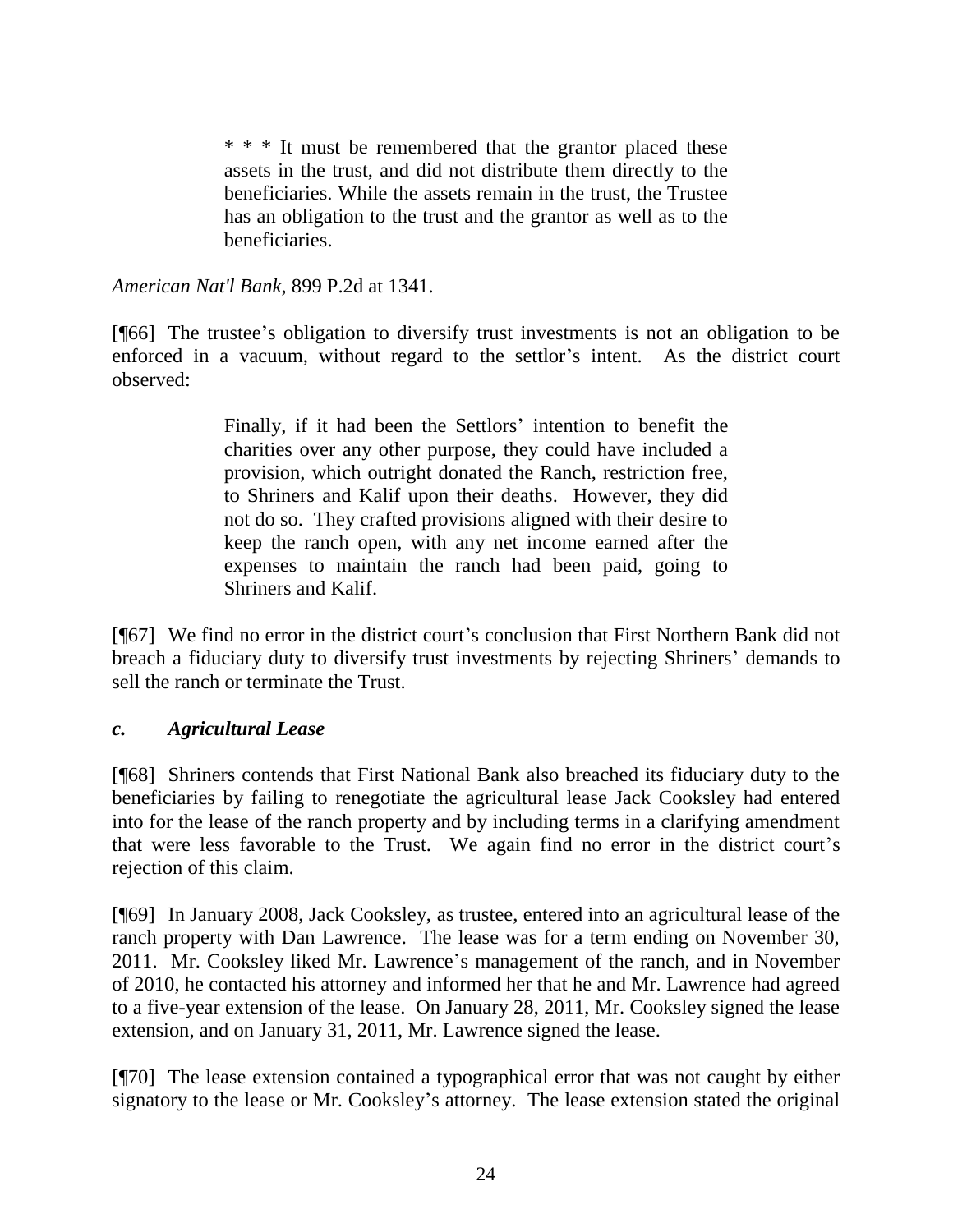> \* \* \* It must be remembered that the grantor placed these assets in the trust, and did not distribute them directly to the beneficiaries. While the assets remain in the trust, the Trustee has an obligation to the trust and the grantor as well as to the beneficiaries.

*American Nat'l Bank*, 899 P.2d at 1341.

[¶66] The trustee's obligation to diversify trust investments is not an obligation to be enforced in a vacuum, without regard to the settlor's intent. As the district court observed:

> Finally, if it had been the Settlors' intention to benefit the charities over any other purpose, they could have included a provision, which outright donated the Ranch, restriction free, to Shriners and Kalif upon their deaths. However, they did not do so. They crafted provisions aligned with their desire to keep the ranch open, with any net income earned after the expenses to maintain the ranch had been paid, going to Shriners and Kalif.

[¶67] We find no error in the district court's conclusion that First Northern Bank did not breach a fiduciary duty to diversify trust investments by rejecting Shriners' demands to sell the ranch or terminate the Trust.

### *c. Agricultural Lease*

[¶68] Shriners contends that First National Bank also breached its fiduciary duty to the beneficiaries by failing to renegotiate the agricultural lease Jack Cooksley had entered into for the lease of the ranch property and by including terms in a clarifying amendment that were less favorable to the Trust. We again find no error in the district court's rejection of this claim.

[¶69] In January 2008, Jack Cooksley, as trustee, entered into an agricultural lease of the ranch property with Dan Lawrence. The lease was for a term ending on November 30, 2011. Mr. Cooksley liked Mr. Lawrence's management of the ranch, and in November of 2010, he contacted his attorney and informed her that he and Mr. Lawrence had agreed to a five-year extension of the lease. On January 28, 2011, Mr. Cooksley signed the lease extension, and on January 31, 2011, Mr. Lawrence signed the lease.

[¶70] The lease extension contained a typographical error that was not caught by either signatory to the lease or Mr. Cooksley's attorney. The lease extension stated the original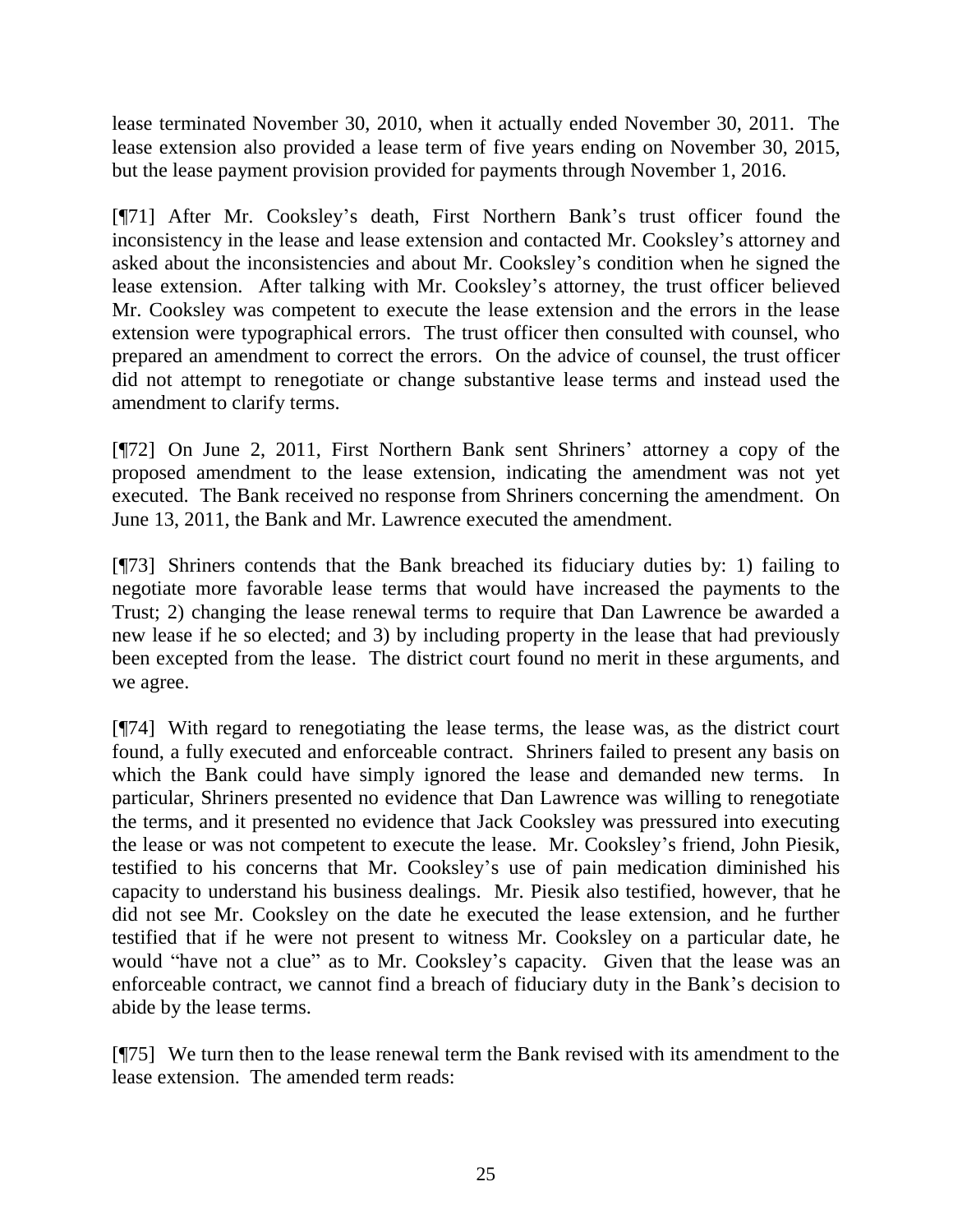lease terminated November 30, 2010, when it actually ended November 30, 2011. The lease extension also provided a lease term of five years ending on November 30, 2015, but the lease payment provision provided for payments through November 1, 2016.

[¶71] After Mr. Cooksley's death, First Northern Bank's trust officer found the inconsistency in the lease and lease extension and contacted Mr. Cooksley's attorney and asked about the inconsistencies and about Mr. Cooksley's condition when he signed the lease extension. After talking with Mr. Cooksley's attorney, the trust officer believed Mr. Cooksley was competent to execute the lease extension and the errors in the lease extension were typographical errors. The trust officer then consulted with counsel, who prepared an amendment to correct the errors. On the advice of counsel, the trust officer did not attempt to renegotiate or change substantive lease terms and instead used the amendment to clarify terms.

[¶72] On June 2, 2011, First Northern Bank sent Shriners' attorney a copy of the proposed amendment to the lease extension, indicating the amendment was not yet executed. The Bank received no response from Shriners concerning the amendment. On June 13, 2011, the Bank and Mr. Lawrence executed the amendment.

[¶73] Shriners contends that the Bank breached its fiduciary duties by: 1) failing to negotiate more favorable lease terms that would have increased the payments to the Trust; 2) changing the lease renewal terms to require that Dan Lawrence be awarded a new lease if he so elected; and 3) by including property in the lease that had previously been excepted from the lease. The district court found no merit in these arguments, and we agree.

[¶74] With regard to renegotiating the lease terms, the lease was, as the district court found, a fully executed and enforceable contract. Shriners failed to present any basis on which the Bank could have simply ignored the lease and demanded new terms. In particular, Shriners presented no evidence that Dan Lawrence was willing to renegotiate the terms, and it presented no evidence that Jack Cooksley was pressured into executing the lease or was not competent to execute the lease. Mr. Cooksley's friend, John Piesik, testified to his concerns that Mr. Cooksley's use of pain medication diminished his capacity to understand his business dealings. Mr. Piesik also testified, however, that he did not see Mr. Cooksley on the date he executed the lease extension, and he further testified that if he were not present to witness Mr. Cooksley on a particular date, he would "have not a clue" as to Mr. Cooksley's capacity. Given that the lease was an enforceable contract, we cannot find a breach of fiduciary duty in the Bank's decision to abide by the lease terms.

[¶75] We turn then to the lease renewal term the Bank revised with its amendment to the lease extension. The amended term reads: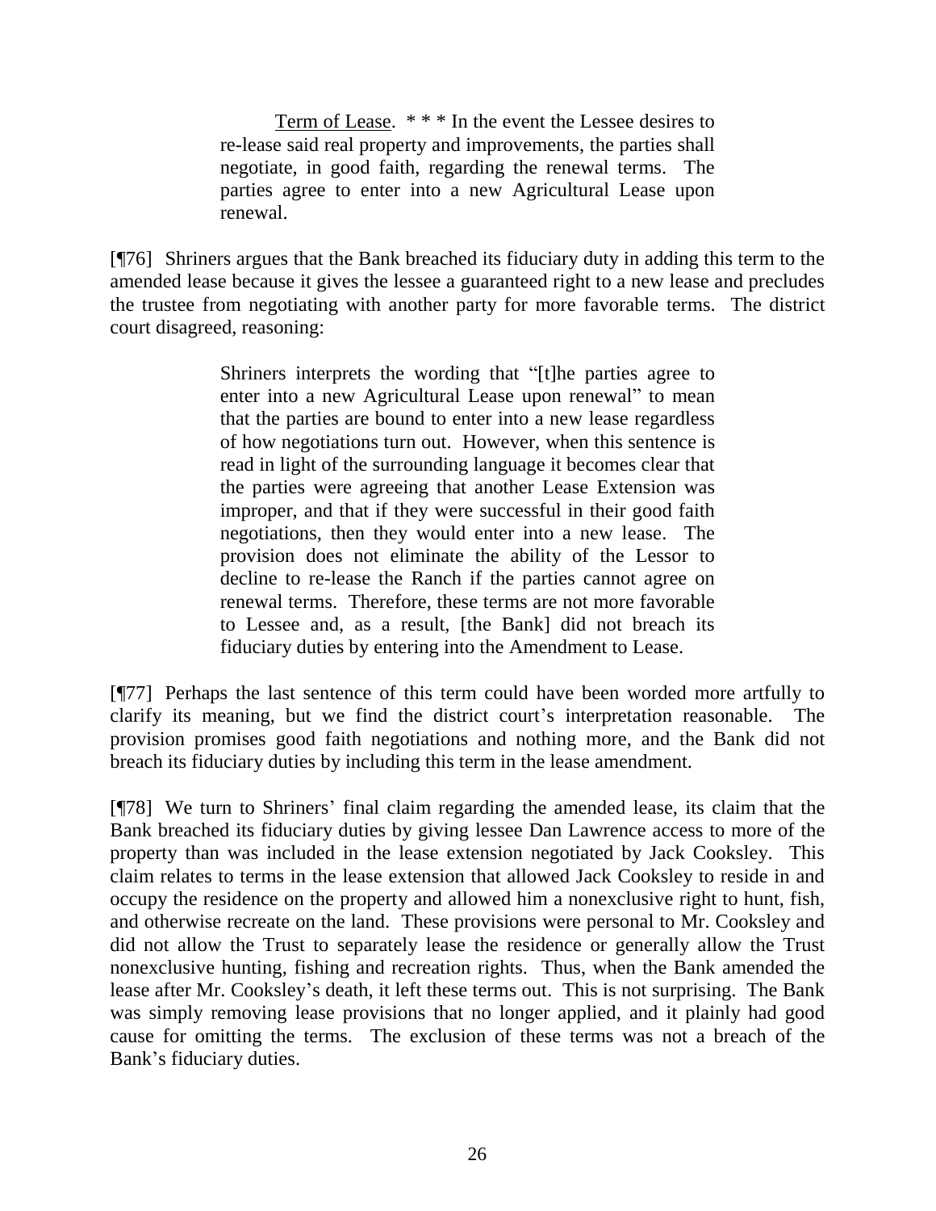> Term of Lease. * * * In the event the Lessee desires to re-lease said real property and improvements, the parties shall negotiate, in good faith, regarding the renewal terms. The parties agree to enter into a new Agricultural Lease upon renewal.

[¶76] Shriners argues that the Bank breached its fiduciary duty in adding this term to the amended lease because it gives the lessee a guaranteed right to a new lease and precludes the trustee from negotiating with another party for more favorable terms. The district court disagreed, reasoning:

> Shriners interprets the wording that "[t]he parties agree to enter into a new Agricultural Lease upon renewal" to mean that the parties are bound to enter into a new lease regardless of how negotiations turn out. However, when this sentence is read in light of the surrounding language it becomes clear that the parties were agreeing that another Lease Extension was improper, and that if they were successful in their good faith negotiations, then they would enter into a new lease. The provision does not eliminate the ability of the Lessor to decline to re-lease the Ranch if the parties cannot agree on renewal terms. Therefore, these terms are not more favorable to Lessee and, as a result, [the Bank] did not breach its fiduciary duties by entering into the Amendment to Lease.

[¶77] Perhaps the last sentence of this term could have been worded more artfully to clarify its meaning, but we find the district court's interpretation reasonable. The provision promises good faith negotiations and nothing more, and the Bank did not breach its fiduciary duties by including this term in the lease amendment.

[¶78] We turn to Shriners' final claim regarding the amended lease, its claim that the Bank breached its fiduciary duties by giving lessee Dan Lawrence access to more of the property than was included in the lease extension negotiated by Jack Cooksley. This claim relates to terms in the lease extension that allowed Jack Cooksley to reside in and occupy the residence on the property and allowed him a nonexclusive right to hunt, fish, and otherwise recreate on the land. These provisions were personal to Mr. Cooksley and did not allow the Trust to separately lease the residence or generally allow the Trust nonexclusive hunting, fishing and recreation rights. Thus, when the Bank amended the lease after Mr. Cooksley's death, it left these terms out. This is not surprising. The Bank was simply removing lease provisions that no longer applied, and it plainly had good cause for omitting the terms. The exclusion of these terms was not a breach of the Bank's fiduciary duties.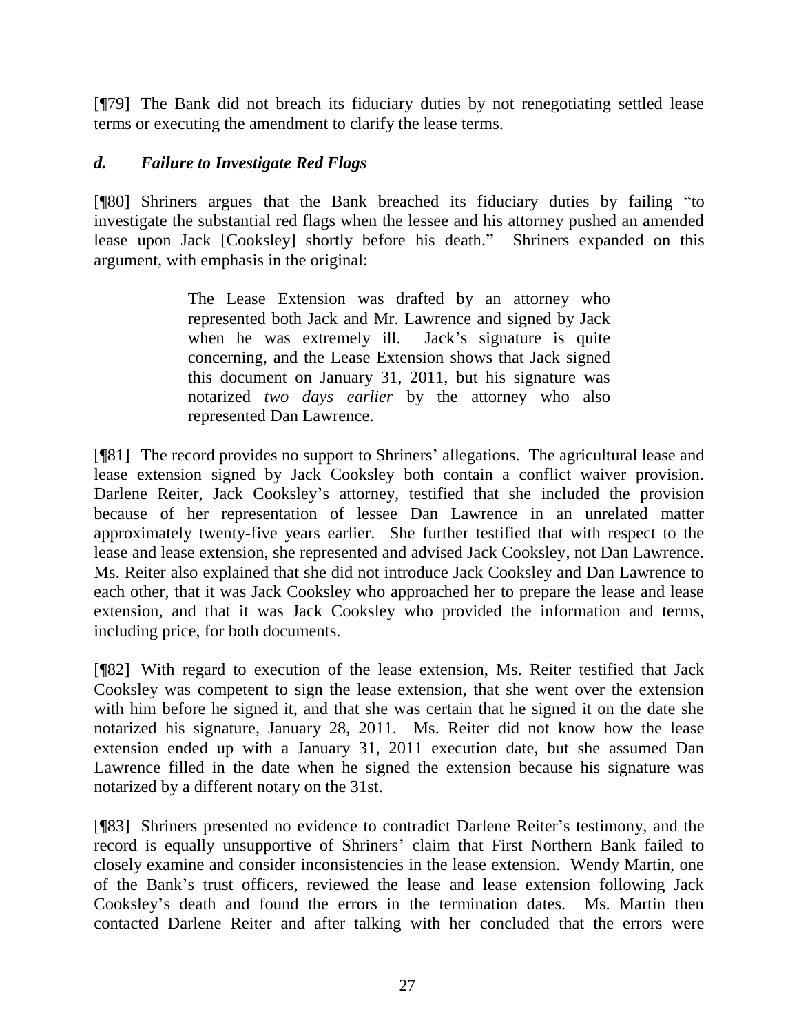[¶79] The Bank did not breach its fiduciary duties by not renegotiating settled lease terms or executing the amendment to clarify the lease terms.

### *d. Failure to Investigate Red Flags*

[¶80] Shriners argues that the Bank breached its fiduciary duties by failing "to investigate the substantial red flags when the lessee and his attorney pushed an amended lease upon Jack [Cooksley] shortly before his death." Shriners expanded on this argument, with emphasis in the original:

> The Lease Extension was drafted by an attorney who represented both Jack and Mr. Lawrence and signed by Jack when he was extremely ill. Jack's signature is quite concerning, and the Lease Extension shows that Jack signed this document on January 31, 2011, but his signature was notarized *two days earlier* by the attorney who also represented Dan Lawrence.

[¶81] The record provides no support to Shriners' allegations. The agricultural lease and lease extension signed by Jack Cooksley both contain a conflict waiver provision. Darlene Reiter, Jack Cooksley's attorney, testified that she included the provision because of her representation of lessee Dan Lawrence in an unrelated matter approximately twenty-five years earlier. She further testified that with respect to the lease and lease extension, she represented and advised Jack Cooksley, not Dan Lawrence. Ms. Reiter also explained that she did not introduce Jack Cooksley and Dan Lawrence to each other, that it was Jack Cooksley who approached her to prepare the lease and lease extension, and that it was Jack Cooksley who provided the information and terms, including price, for both documents.

[¶82] With regard to execution of the lease extension, Ms. Reiter testified that Jack Cooksley was competent to sign the lease extension, that she went over the extension with him before he signed it, and that she was certain that he signed it on the date she notarized his signature, January 28, 2011. Ms. Reiter did not know how the lease extension ended up with a January 31, 2011 execution date, but she assumed Dan Lawrence filled in the date when he signed the extension because his signature was notarized by a different notary on the 31st.

[¶83] Shriners presented no evidence to contradict Darlene Reiter's testimony, and the record is equally unsupportive of Shriners' claim that First Northern Bank failed to closely examine and consider inconsistencies in the lease extension. Wendy Martin, one of the Bank's trust officers, reviewed the lease and lease extension following Jack Cooksley's death and found the errors in the termination dates. Ms. Martin then contacted Darlene Reiter and after talking with her concluded that the errors were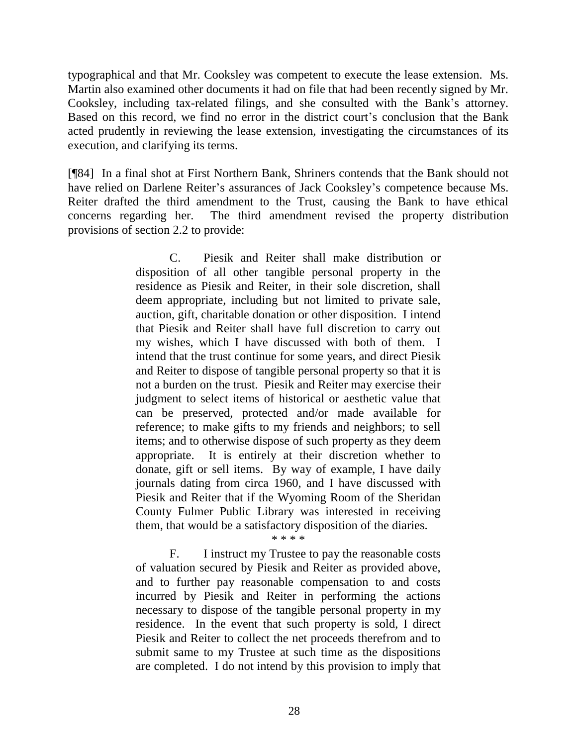typographical and that Mr. Cooksley was competent to execute the lease extension. Ms. Martin also examined other documents it had on file that had been recently signed by Mr. Cooksley, including tax-related filings, and she consulted with the Bank's attorney. Based on this record, we find no error in the district court's conclusion that the Bank acted prudently in reviewing the lease extension, investigating the circumstances of its execution, and clarifying its terms.

[¶84] In a final shot at First Northern Bank, Shriners contends that the Bank should not have relied on Darlene Reiter's assurances of Jack Cooksley's competence because Ms. Reiter drafted the third amendment to the Trust, causing the Bank to have ethical concerns regarding her. The third amendment revised the property distribution provisions of section 2.2 to provide:

> C. Piesik and Reiter shall make distribution or disposition of all other tangible personal property in the residence as Piesik and Reiter, in their sole discretion, shall deem appropriate, including but not limited to private sale, auction, gift, charitable donation or other disposition. I intend that Piesik and Reiter shall have full discretion to carry out my wishes, which I have discussed with both of them. I intend that the trust continue for some years, and direct Piesik and Reiter to dispose of tangible personal property so that it is not a burden on the trust. Piesik and Reiter may exercise their judgment to select items of historical or aesthetic value that can be preserved, protected and/or made available for reference; to make gifts to my friends and neighbors; to sell items; and to otherwise dispose of such property as they deem appropriate. It is entirely at their discretion whether to donate, gift or sell items. By way of example, I have daily journals dating from circa 1960, and I have discussed with Piesik and Reiter that if the Wyoming Room of the Sheridan County Fulmer Public Library was interested in receiving them, that would be a satisfactory disposition of the diaries.
>
> \* \* \* \*
>
> F. I instruct my Trustee to pay the reasonable costs of valuation secured by Piesik and Reiter as provided above, and to further pay reasonable compensation to and costs incurred by Piesik and Reiter in performing the actions necessary to dispose of the tangible personal property in my residence. In the event that such property is sold, I direct Piesik and Reiter to collect the net proceeds therefrom and to submit same to my Trustee at such time as the dispositions are completed. I do not intend by this provision to imply that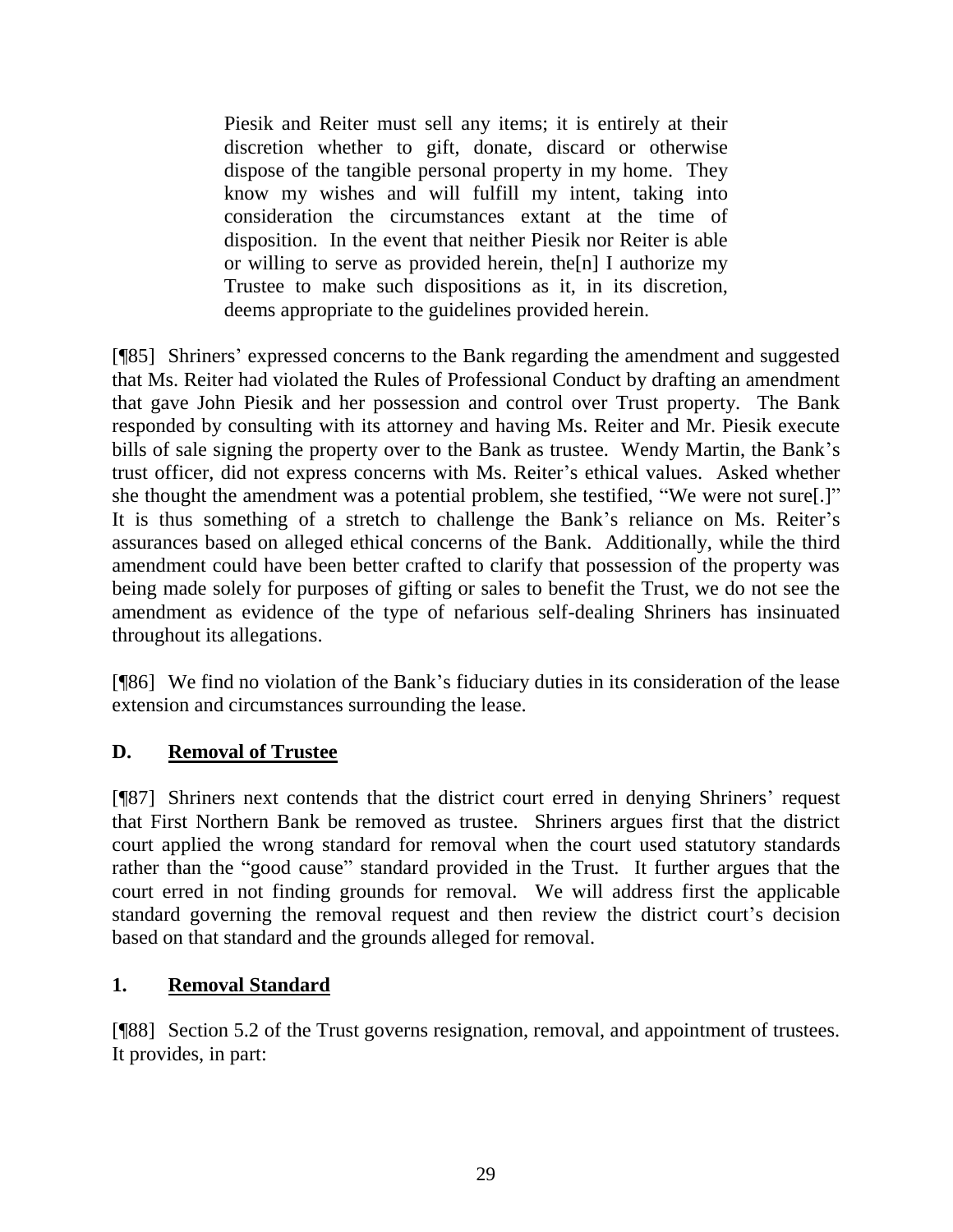> Piesik and Reiter must sell any items; it is entirely at their discretion whether to gift, donate, discard or otherwise dispose of the tangible personal property in my home. They know my wishes and will fulfill my intent, taking into consideration the circumstances extant at the time of disposition. In the event that neither Piesik nor Reiter is able or willing to serve as provided herein, the[n] I authorize my Trustee to make such dispositions as it, in its discretion, deems appropriate to the guidelines provided herein.

[¶85] Shriners' expressed concerns to the Bank regarding the amendment and suggested that Ms. Reiter had violated the Rules of Professional Conduct by drafting an amendment that gave John Piesik and her possession and control over Trust property. The Bank responded by consulting with its attorney and having Ms. Reiter and Mr. Piesik execute bills of sale signing the property over to the Bank as trustee. Wendy Martin, the Bank's trust officer, did not express concerns with Ms. Reiter's ethical values. Asked whether she thought the amendment was a potential problem, she testified, "We were not sure[.]" It is thus something of a stretch to challenge the Bank's reliance on Ms. Reiter's assurances based on alleged ethical concerns of the Bank. Additionally, while the third amendment could have been better crafted to clarify that possession of the property was being made solely for purposes of gifting or sales to benefit the Trust, we do not see the amendment as evidence of the type of nefarious self-dealing Shriners has insinuated throughout its allegations.

[¶86] We find no violation of the Bank's fiduciary duties in its consideration of the lease extension and circumstances surrounding the lease.

## D. <u>Removal of Trustee</u>

[¶87] Shriners next contends that the district court erred in denying Shriners' request that First Northern Bank be removed as trustee. Shriners argues first that the district court applied the wrong standard for removal when the court used statutory standards rather than the "good cause" standard provided in the Trust. It further argues that the court erred in not finding grounds for removal. We will address first the applicable standard governing the removal request and then review the district court's decision based on that standard and the grounds alleged for removal.

### 1. <u>Removal Standard</u>

[¶88] Section 5.2 of the Trust governs resignation, removal, and appointment of trustees. It provides, in part: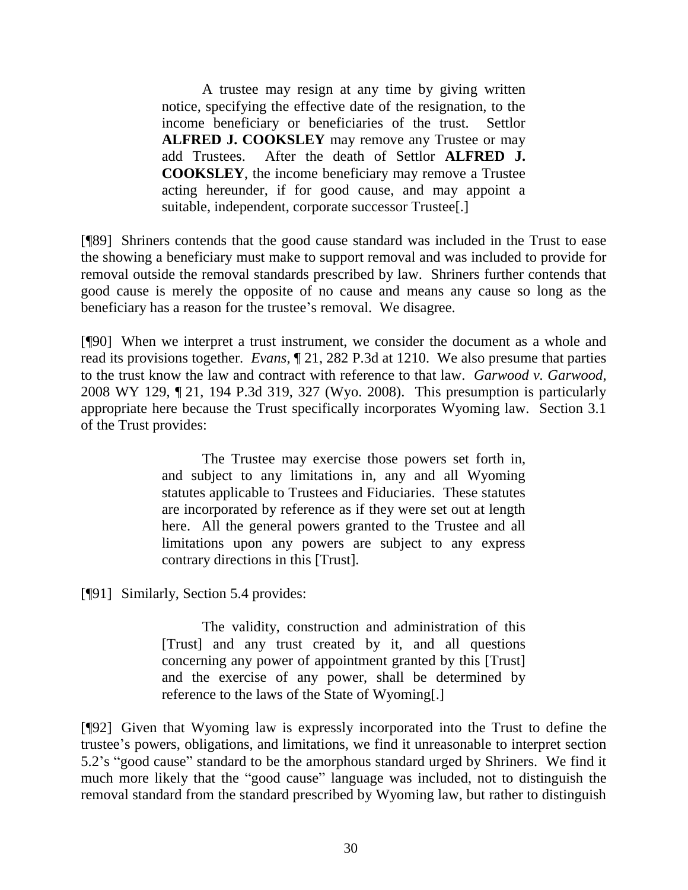> A trustee may resign at any time by giving written notice, specifying the effective date of the resignation, to the income beneficiary or beneficiaries of the trust. Settlor **ALFRED J. COOKSLEY** may remove any Trustee or may add Trustees. After the death of Settlor **ALFRED J. COOKSLEY**, the income beneficiary may remove a Trustee acting hereunder, if for good cause, and may appoint a suitable, independent, corporate successor Trustee[.]

[¶89] Shriners contends that the good cause standard was included in the Trust to ease the showing a beneficiary must make to support removal and was included to provide for removal outside the removal standards prescribed by law. Shriners further contends that good cause is merely the opposite of no cause and means any cause so long as the beneficiary has a reason for the trustee's removal. We disagree.

[¶90] When we interpret a trust instrument, we consider the document as a whole and read its provisions together. *Evans*, ¶ 21, 282 P.3d at 1210. We also presume that parties to the trust know the law and contract with reference to that law. *Garwood v. Garwood*, 2008 WY 129, ¶ 21, 194 P.3d 319, 327 (Wyo. 2008). This presumption is particularly appropriate here because the Trust specifically incorporates Wyoming law. Section 3.1 of the Trust provides:

> The Trustee may exercise those powers set forth in, and subject to any limitations in, any and all Wyoming statutes applicable to Trustees and Fiduciaries. These statutes are incorporated by reference as if they were set out at length here. All the general powers granted to the Trustee and all limitations upon any powers are subject to any express contrary directions in this [Trust].

[¶91] Similarly, Section 5.4 provides:

> The validity, construction and administration of this [Trust] and any trust created by it, and all questions concerning any power of appointment granted by this [Trust] and the exercise of any power, shall be determined by reference to the laws of the State of Wyoming[.]

[¶92] Given that Wyoming law is expressly incorporated into the Trust to define the trustee's powers, obligations, and limitations, we find it unreasonable to interpret section 5.2's "good cause" standard to be the amorphous standard urged by Shriners. We find it much more likely that the "good cause" language was included, not to distinguish the removal standard from the standard prescribed by Wyoming law, but rather to distinguish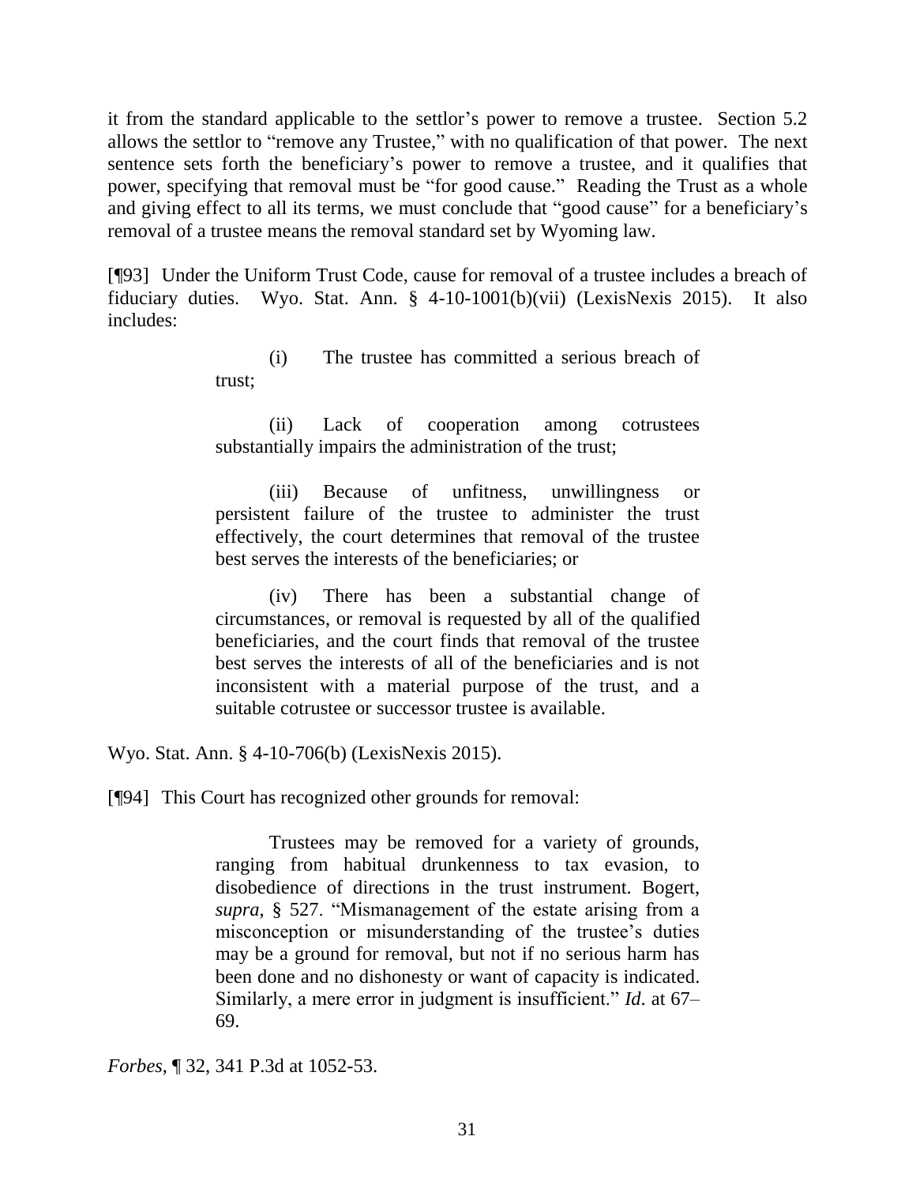it from the standard applicable to the settlor's power to remove a trustee. Section 5.2 allows the settlor to "remove any Trustee," with no qualification of that power. The next sentence sets forth the beneficiary's power to remove a trustee, and it qualifies that power, specifying that removal must be "for good cause." Reading the Trust as a whole and giving effect to all its terms, we must conclude that "good cause" for a beneficiary's removal of a trustee means the removal standard set by Wyoming law.

[¶93] Under the Uniform Trust Code, cause for removal of a trustee includes a breach of fiduciary duties. Wyo. Stat. Ann. § 4-10-1001(b)(vii) (LexisNexis 2015). It also includes:

> (i) The trustee has committed a serious breach of trust;
>
> (ii) Lack of cooperation among cotrustees substantially impairs the administration of the trust;
>
> (iii) Because of unfitness, unwillingness or persistent failure of the trustee to administer the trust effectively, the court determines that removal of the trustee best serves the interests of the beneficiaries; or
>
> (iv) There has been a substantial change of circumstances, or removal is requested by all of the qualified beneficiaries, and the court finds that removal of the trustee best serves the interests of all of the beneficiaries and is not inconsistent with a material purpose of the trust, and a suitable cotrustee or successor trustee is available.

Wyo. Stat. Ann. § 4-10-706(b) (LexisNexis 2015).

[¶94] This Court has recognized other grounds for removal:

> Trustees may be removed for a variety of grounds, ranging from habitual drunkenness to tax evasion, to disobedience of directions in the trust instrument. Bogert, *supra*, § 527. "Mismanagement of the estate arising from a misconception or misunderstanding of the trustee's duties may be a ground for removal, but not if no serious harm has been done and no dishonesty or want of capacity is indicated. Similarly, a mere error in judgment is insufficient." *Id.* at 67–69.

*Forbes*, ¶ 32, 341 P.3d at 1052-53.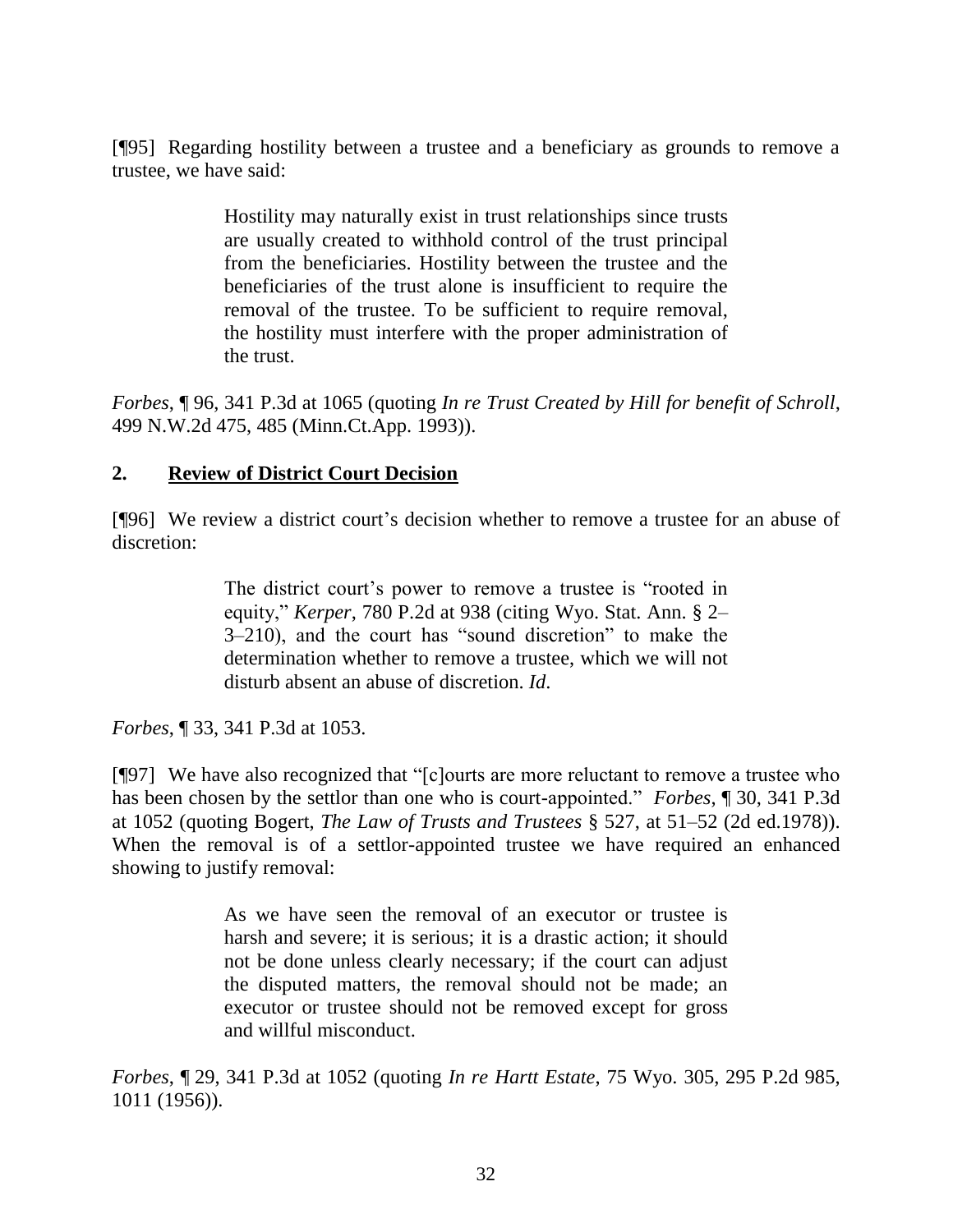[¶95] Regarding hostility between a trustee and a beneficiary as grounds to remove a trustee, we have said:

> Hostility may naturally exist in trust relationships since trusts are usually created to withhold control of the trust principal from the beneficiaries. Hostility between the trustee and the beneficiaries of the trust alone is insufficient to require the removal of the trustee. To be sufficient to require removal, the hostility must interfere with the proper administration of the trust.

*Forbes*, ¶ 96, 341 P.3d at 1065 (quoting *In re Trust Created by Hill for benefit of Schroll*, 499 N.W.2d 475, 485 (Minn.Ct.App. 1993)).

## 2. <u>Review of District Court Decision</u>

[¶96] We review a district court's decision whether to remove a trustee for an abuse of discretion:

> The district court's power to remove a trustee is "rooted in equity," *Kerper*, 780 P.2d at 938 (citing Wyo. Stat. Ann. § 2–3–210), and the court has "sound discretion" to make the determination whether to remove a trustee, which we will not disturb absent an abuse of discretion. *Id*.

*Forbes*, ¶ 33, 341 P.3d at 1053.

[¶97] We have also recognized that "[c]ourts are more reluctant to remove a trustee who has been chosen by the settlor than one who is court-appointed." *Forbes*, ¶ 30, 341 P.3d at 1052 (quoting Bogert, *The Law of Trusts and Trustees* § 527, at 51–52 (2d ed.1978)). When the removal is of a settlor-appointed trustee we have required an enhanced showing to justify removal:

> As we have seen the removal of an executor or trustee is harsh and severe; it is serious; it is a drastic action; it should not be done unless clearly necessary; if the court can adjust the disputed matters, the removal should not be made; an executor or trustee should not be removed except for gross and willful misconduct.

*Forbes*, ¶ 29, 341 P.3d at 1052 (quoting *In re Hartt Estate*, 75 Wyo. 305, 295 P.2d 985, 1011 (1956)).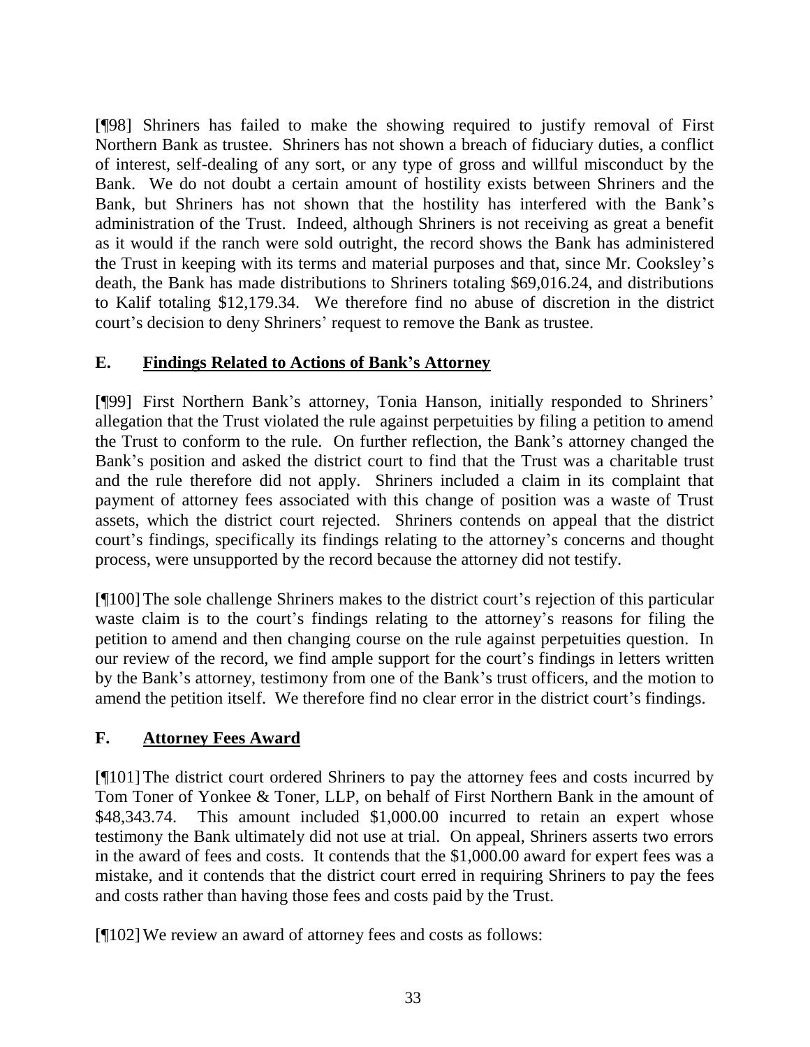[¶98] Shriners has failed to make the showing required to justify removal of First Northern Bank as trustee. Shriners has not shown a breach of fiduciary duties, a conflict of interest, self-dealing of any sort, or any type of gross and willful misconduct by the Bank. We do not doubt a certain amount of hostility exists between Shriners and the Bank, but Shriners has not shown that the hostility has interfered with the Bank's administration of the Trust. Indeed, although Shriners is not receiving as great a benefit as it would if the ranch were sold outright, the record shows the Bank has administered the Trust in keeping with its terms and material purposes and that, since Mr. Cooksley's death, the Bank has made distributions to Shriners totaling $69,016.24, and distributions to Kalif totaling $12,179.34. We therefore find no abuse of discretion in the district court's decision to deny Shriners' request to remove the Bank as trustee.

## E. Findings Related to Actions of Bank's Attorney

[¶99] First Northern Bank's attorney, Tonia Hanson, initially responded to Shriners' allegation that the Trust violated the rule against perpetuities by filing a petition to amend the Trust to conform to the rule. On further reflection, the Bank's attorney changed the Bank's position and asked the district court to find that the Trust was a charitable trust and the rule therefore did not apply. Shriners included a claim in its complaint that payment of attorney fees associated with this change of position was a waste of Trust assets, which the district court rejected. Shriners contends on appeal that the district court's findings, specifically its findings relating to the attorney's concerns and thought process, were unsupported by the record because the attorney did not testify.

[¶100] The sole challenge Shriners makes to the district court's rejection of this particular waste claim is to the court's findings relating to the attorney's reasons for filing the petition to amend and then changing course on the rule against perpetuities question. In our review of the record, we find ample support for the court's findings in letters written by the Bank's attorney, testimony from one of the Bank's trust officers, and the motion to amend the petition itself. We therefore find no clear error in the district court's findings.

## F. Attorney Fees Award

[¶101] The district court ordered Shriners to pay the attorney fees and costs incurred by Tom Toner of Yonkee & Toner, LLP, on behalf of First Northern Bank in the amount of $48,343.74. This amount included $1,000.00 incurred to retain an expert whose testimony the Bank ultimately did not use at trial. On appeal, Shriners asserts two errors in the award of fees and costs. It contends that the $1,000.00 award for expert fees was a mistake, and it contends that the district court erred in requiring Shriners to pay the fees and costs rather than having those fees and costs paid by the Trust.

[¶102] We review an award of attorney fees and costs as follows: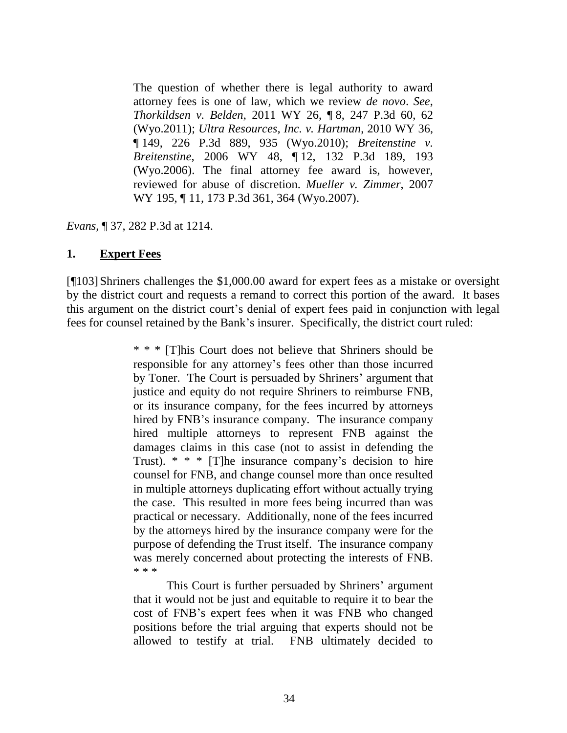> The question of whether there is legal authority to award attorney fees is one of law, which we review *de novo*. *See, Thorkildsen v. Belden*, 2011 WY 26, ¶ 8, 247 P.3d 60, 62 (Wyo.2011); *Ultra Resources, Inc. v. Hartman*, 2010 WY 36, ¶ 149, 226 P.3d 889, 935 (Wyo.2010); *Breitenstine v. Breitenstine*, 2006 WY 48, ¶ 12, 132 P.3d 189, 193 (Wyo.2006). The final attorney fee award is, however, reviewed for abuse of discretion. *Mueller v. Zimmer*, 2007 WY 195, ¶ 11, 173 P.3d 361, 364 (Wyo.2007).

*Evans*, ¶ 37, 282 P.3d at 1214.

## 1. **Expert Fees**

[¶103] Shriners challenges the $1,000.00 award for expert fees as a mistake or oversight by the district court and requests a remand to correct this portion of the award. It bases this argument on the district court's denial of expert fees paid in conjunction with legal fees for counsel retained by the Bank's insurer. Specifically, the district court ruled:

> * * * [T]his Court does not believe that Shriners should be responsible for any attorney's fees other than those incurred by Toner. The Court is persuaded by Shriners' argument that justice and equity do not require Shriners to reimburse FNB, or its insurance company, for the fees incurred by attorneys hired by FNB's insurance company. The insurance company hired multiple attorneys to represent FNB against the damages claims in this case (not to assist in defending the Trust). * * * [T]he insurance company's decision to hire counsel for FNB, and change counsel more than once resulted in multiple attorneys duplicating effort without actually trying the case. This resulted in more fees being incurred than was practical or necessary. Additionally, none of the fees incurred by the attorneys hired by the insurance company were for the purpose of defending the Trust itself. The insurance company was merely concerned about protecting the interests of FNB. * * *
>
> This Court is further persuaded by Shriners' argument that it would not be just and equitable to require it to bear the cost of FNB's expert fees when it was FNB who changed positions before the trial arguing that experts should not be allowed to testify at trial. FNB ultimately decided to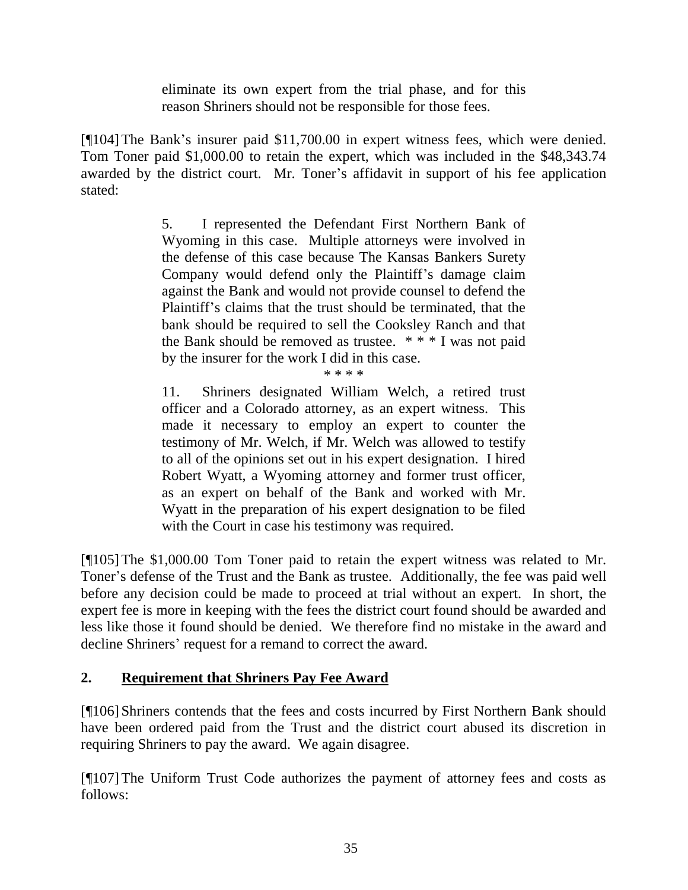> eliminate its own expert from the trial phase, and for this reason Shriners should not be responsible for those fees.

[¶104] The Bank's insurer paid $11,700.00 in expert witness fees, which were denied. Tom Toner paid $1,000.00 to retain the expert, which was included in the $48,343.74 awarded by the district court. Mr. Toner's affidavit in support of his fee application stated:

> 5. I represented the Defendant First Northern Bank of Wyoming in this case. Multiple attorneys were involved in the defense of this case because The Kansas Bankers Surety Company would defend only the Plaintiff's damage claim against the Bank and would not provide counsel to defend the Plaintiff's claims that the trust should be terminated, that the bank should be required to sell the Cooksley Ranch and that the Bank should be removed as trustee. * * * I was not paid by the insurer for the work I did in this case.
>
> \* \* \* \*
>
> 11. Shriners designated William Welch, a retired trust officer and a Colorado attorney, as an expert witness. This made it necessary to employ an expert to counter the testimony of Mr. Welch, if Mr. Welch was allowed to testify to all of the opinions set out in his expert designation. I hired Robert Wyatt, a Wyoming attorney and former trust officer, as an expert on behalf of the Bank and worked with Mr. Wyatt in the preparation of his expert designation to be filed with the Court in case his testimony was required.

[¶105] The $1,000.00 Tom Toner paid to retain the expert witness was related to Mr. Toner's defense of the Trust and the Bank as trustee. Additionally, the fee was paid well before any decision could be made to proceed at trial without an expert. In short, the expert fee is more in keeping with the fees the district court found should be awarded and less like those it found should be denied. We therefore find no mistake in the award and decline Shriners' request for a remand to correct the award.

## 2. Requirement that Shriners Pay Fee Award

[¶106] Shriners contends that the fees and costs incurred by First Northern Bank should have been ordered paid from the Trust and the district court abused its discretion in requiring Shriners to pay the award. We again disagree.

[¶107] The Uniform Trust Code authorizes the payment of attorney fees and costs as follows: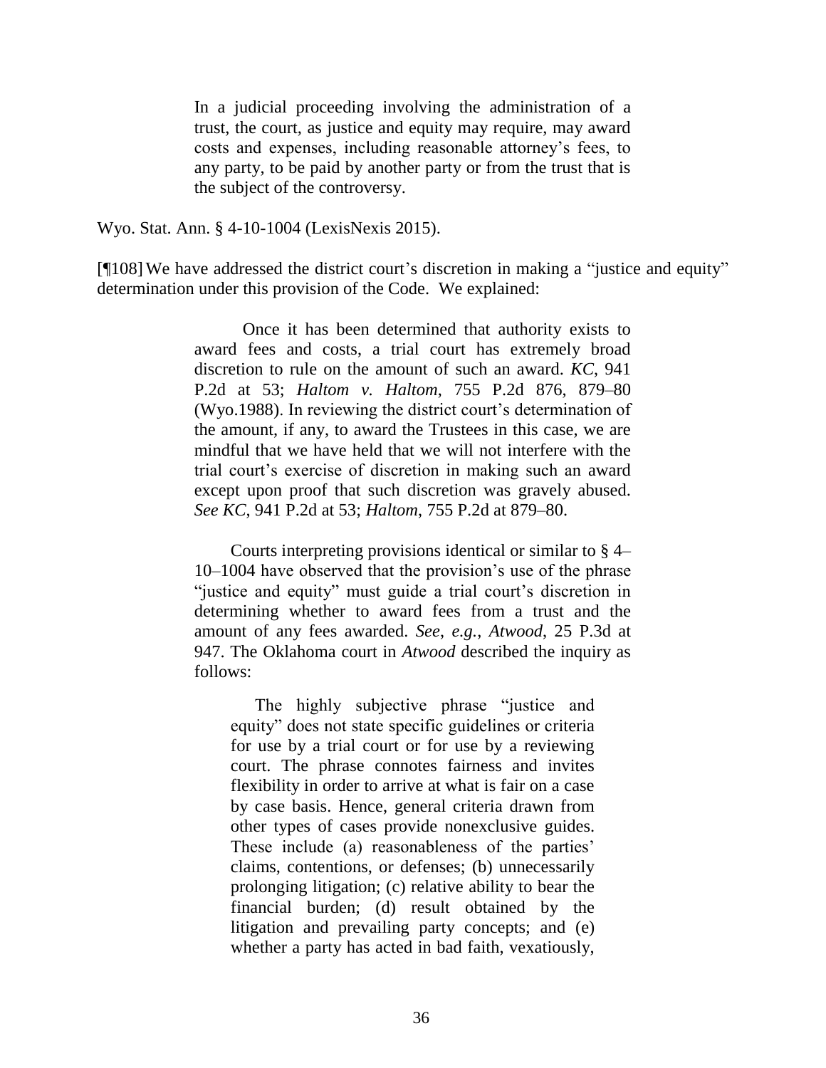> In a judicial proceeding involving the administration of a trust, the court, as justice and equity may require, may award costs and expenses, including reasonable attorney's fees, to any party, to be paid by another party or from the trust that is the subject of the controversy.

Wyo. Stat. Ann. § 4-10-1004 (LexisNexis 2015).

[¶108] We have addressed the district court's discretion in making a "justice and equity" determination under this provision of the Code. We explained:

> Once it has been determined that authority exists to award fees and costs, a trial court has extremely broad discretion to rule on the amount of such an award. *KC*, 941 P.2d at 53; *Haltom v. Haltom*, 755 P.2d 876, 879–80 (Wyo.1988). In reviewing the district court's determination of the amount, if any, to award the Trustees in this case, we are mindful that we have held that we will not interfere with the trial court's exercise of discretion in making such an award except upon proof that such discretion was gravely abused. *See KC*, 941 P.2d at 53; *Haltom*, 755 P.2d at 879–80.
>
> Courts interpreting provisions identical or similar to § 4–10–1004 have observed that the provision's use of the phrase "justice and equity" must guide a trial court's discretion in determining whether to award fees from a trust and the amount of any fees awarded. *See*, *e.g.*, *Atwood*, 25 P.3d at 947. The Oklahoma court in *Atwood* described the inquiry as follows:
>
>> The highly subjective phrase "justice and equity" does not state specific guidelines or criteria for use by a trial court or for use by a reviewing court. The phrase connotes fairness and invites flexibility in order to arrive at what is fair on a case by case basis. Hence, general criteria drawn from other types of cases provide nonexclusive guides. These include (a) reasonableness of the parties' claims, contentions, or defenses; (b) unnecessarily prolonging litigation; (c) relative ability to bear the financial burden; (d) result obtained by the litigation and prevailing party concepts; and (e) whether a party has acted in bad faith, vexatiously,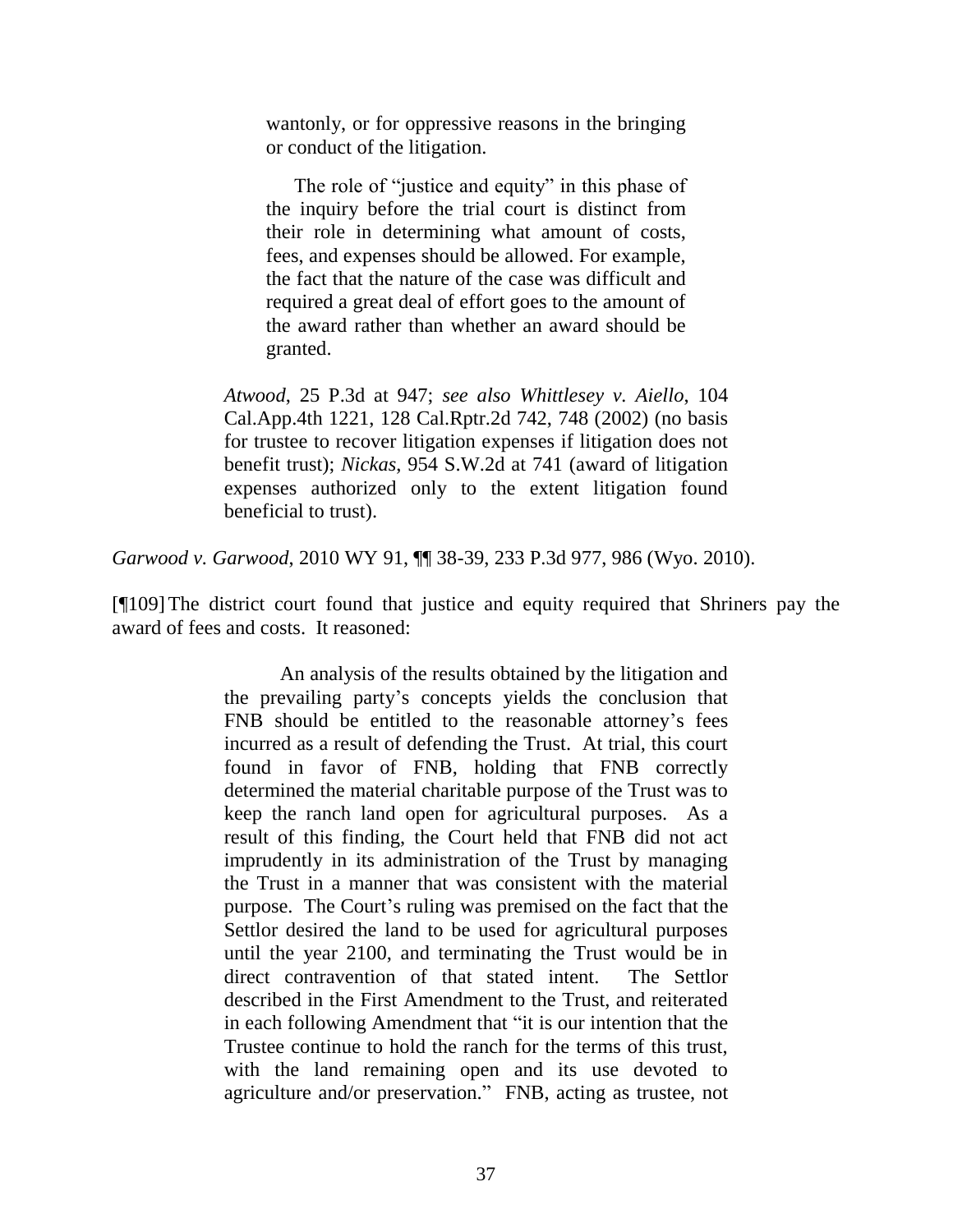> wantonly, or for oppressive reasons in the bringing or conduct of the litigation.
>
> The role of "justice and equity" in this phase of the inquiry before the trial court is distinct from their role in determining what amount of costs, fees, and expenses should be allowed. For example, the fact that the nature of the case was difficult and required a great deal of effort goes to the amount of the award rather than whether an award should be granted.
>
> *Atwood*, 25 P.3d at 947; *see also Whittlesey v. Aiello*, 104 Cal.App.4th 1221, 128 Cal.Rptr.2d 742, 748 (2002) (no basis for trustee to recover litigation expenses if litigation does not benefit trust); *Nickas*, 954 S.W.2d at 741 (award of litigation expenses authorized only to the extent litigation found beneficial to trust).

*Garwood v. Garwood*, 2010 WY 91, ¶¶ 38-39, 233 P.3d 977, 986 (Wyo. 2010).

[¶109] The district court found that justice and equity required that Shriners pay the award of fees and costs. It reasoned:

> An analysis of the results obtained by the litigation and the prevailing party's concepts yields the conclusion that FNB should be entitled to the reasonable attorney's fees incurred as a result of defending the Trust. At trial, this court found in favor of FNB, holding that FNB correctly determined the material charitable purpose of the Trust was to keep the ranch land open for agricultural purposes. As a result of this finding, the Court held that FNB did not act imprudently in its administration of the Trust by managing the Trust in a manner that was consistent with the material purpose. The Court's ruling was premised on the fact that the Settlor desired the land to be used for agricultural purposes until the year 2100, and terminating the Trust would be in direct contravention of that stated intent. The Settlor described in the First Amendment to the Trust, and reiterated in each following Amendment that "it is our intention that the Trustee continue to hold the ranch for the terms of this trust, with the land remaining open and its use devoted to agriculture and/or preservation." FNB, acting as trustee, not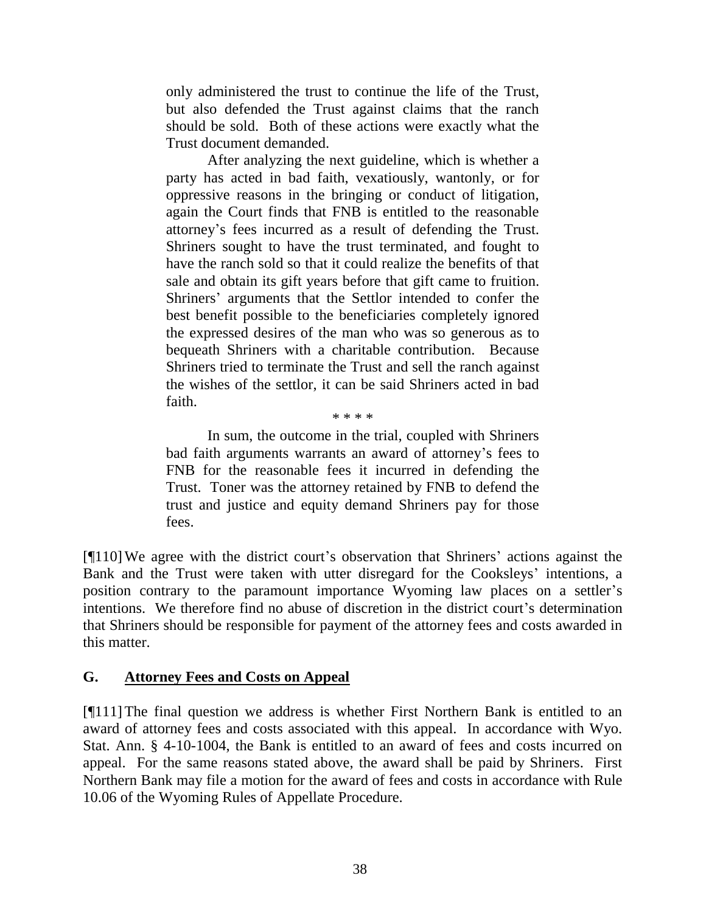> only administered the trust to continue the life of the Trust, but also defended the Trust against claims that the ranch should be sold. Both of these actions were exactly what the Trust document demanded.
>
> After analyzing the next guideline, which is whether a party has acted in bad faith, vexatiously, wantonly, or for oppressive reasons in the bringing or conduct of litigation, again the Court finds that FNB is entitled to the reasonable attorney's fees incurred as a result of defending the Trust. Shriners sought to have the trust terminated, and fought to have the ranch sold so that it could realize the benefits of that sale and obtain its gift years before that gift came to fruition. Shriners' arguments that the Settlor intended to confer the best benefit possible to the beneficiaries completely ignored the expressed desires of the man who was so generous as to bequeath Shriners with a charitable contribution. Because Shriners tried to terminate the Trust and sell the ranch against the wishes of the settlor, it can be said Shriners acted in bad faith.
>
> \* \* \* \*
>
> In sum, the outcome in the trial, coupled with Shriners bad faith arguments warrants an award of attorney's fees to FNB for the reasonable fees it incurred in defending the Trust. Toner was the attorney retained by FNB to defend the trust and justice and equity demand Shriners pay for those fees.

[¶110] We agree with the district court's observation that Shriners' actions against the Bank and the Trust were taken with utter disregard for the Cooksleys' intentions, a position contrary to the paramount importance Wyoming law places on a settler's intentions. We therefore find no abuse of discretion in the district court's determination that Shriners should be responsible for payment of the attorney fees and costs awarded in this matter.

## G. Attorney Fees and Costs on Appeal

[¶111] The final question we address is whether First Northern Bank is entitled to an award of attorney fees and costs associated with this appeal. In accordance with Wyo. Stat. Ann. § 4-10-1004, the Bank is entitled to an award of fees and costs incurred on appeal. For the same reasons stated above, the award shall be paid by Shriners. First Northern Bank may file a motion for the award of fees and costs in accordance with Rule 10.06 of the Wyoming Rules of Appellate Procedure.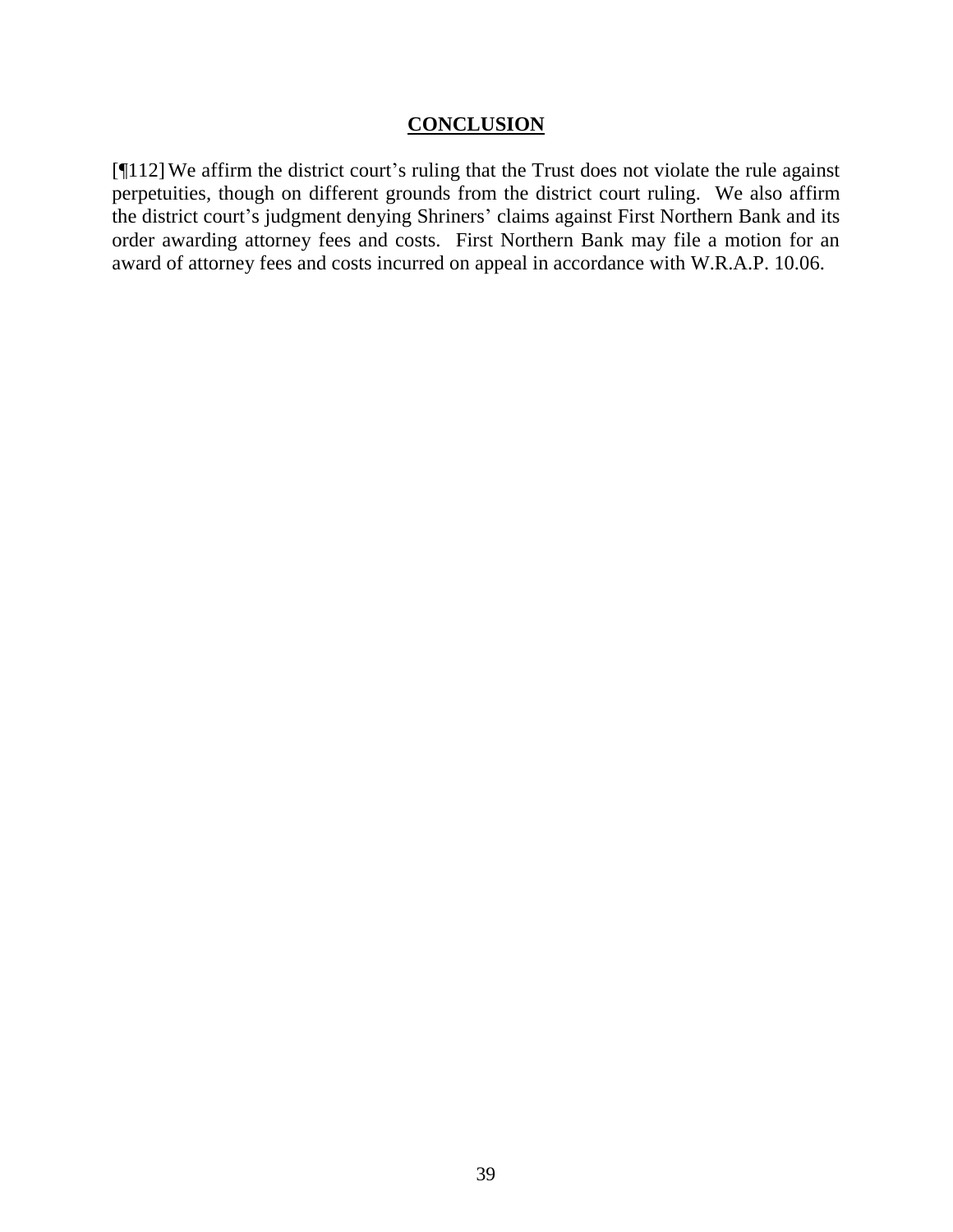## CONCLUSION

[¶112] We affirm the district court's ruling that the Trust does not violate the rule against perpetuities, though on different grounds from the district court ruling. We also affirm the district court's judgment denying Shriners' claims against First Northern Bank and its order awarding attorney fees and costs. First Northern Bank may file a motion for an award of attorney fees and costs incurred on appeal in accordance with W.R.A.P. 10.06.